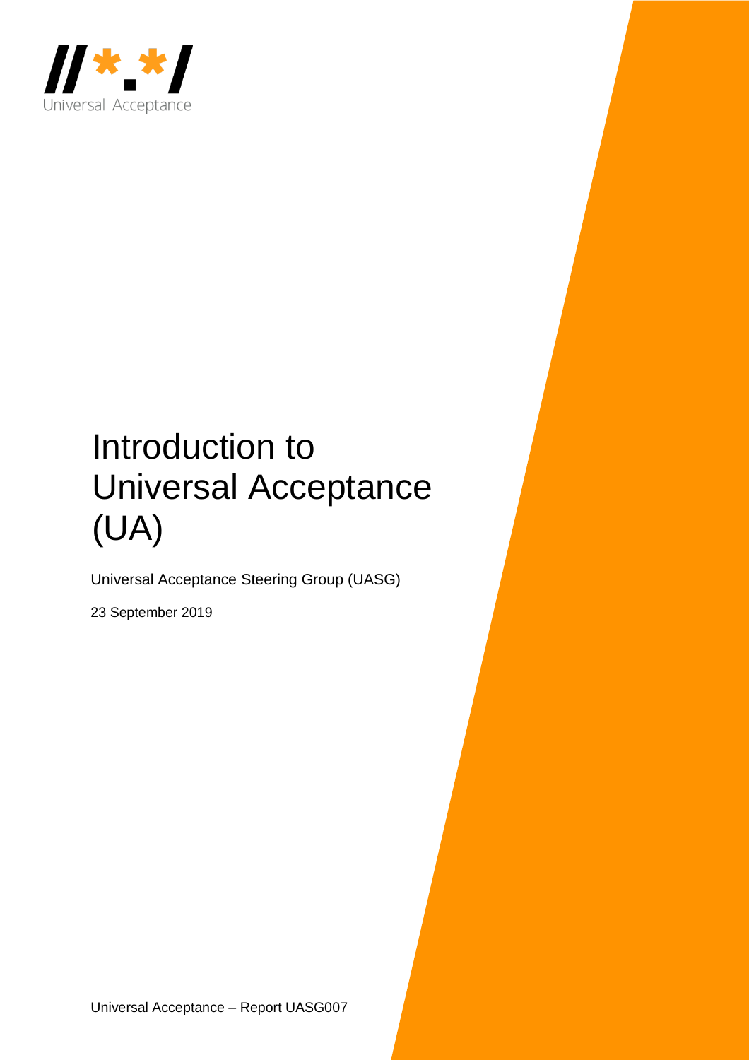# Introduction to Universal Acceptance (UA)

Universal Acceptance Steering Group (UASG)

23 September 2019

Universal Acceptance – Report UASG007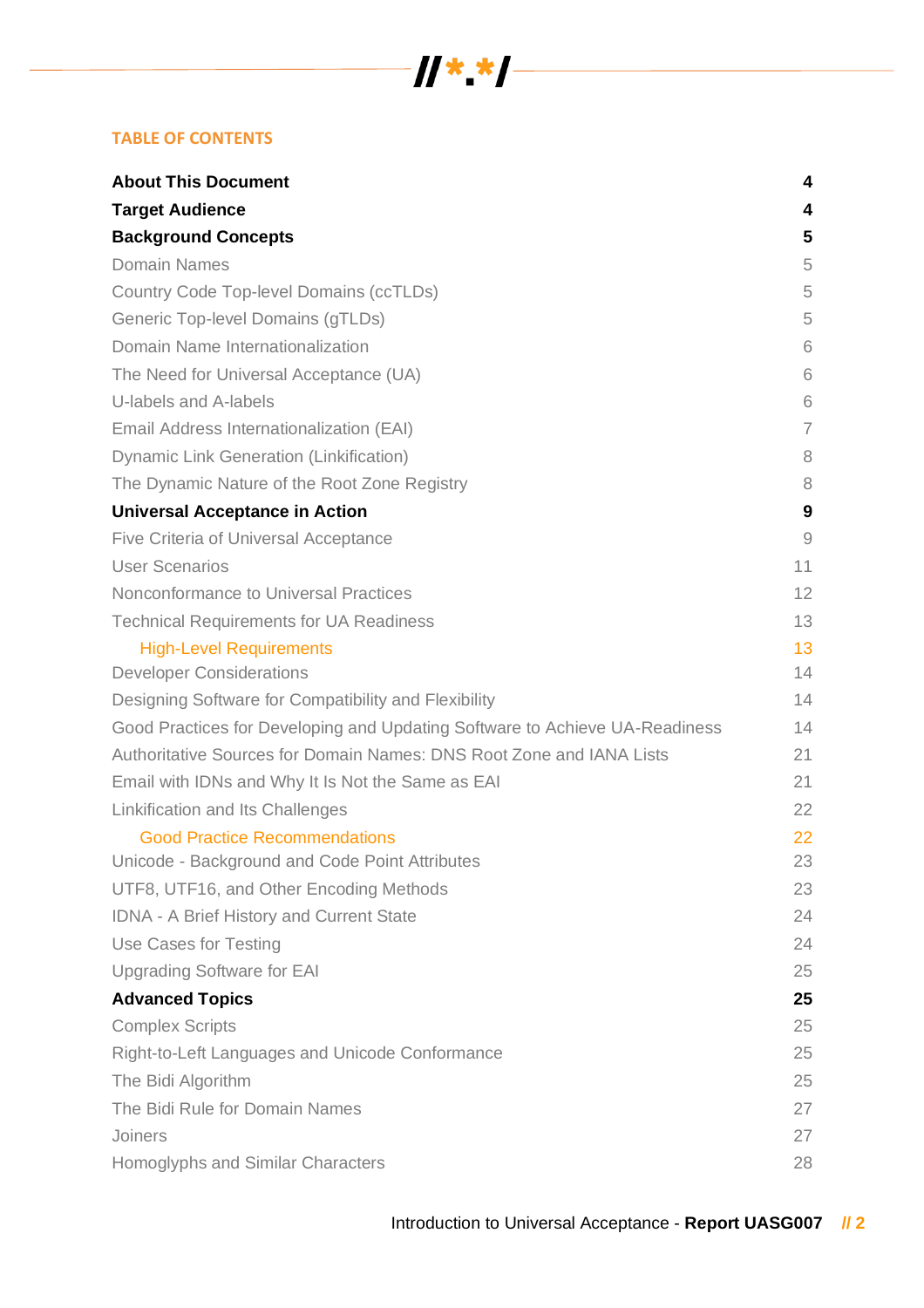## TABLE OF CONTENTS

| | |
|---|---|
| **About This Document** | **4** |
| **Target Audience** | **4** |
| **Background Concepts** | **5** |
| Domain Names | 5 |
| Country Code Top-level Domains (ccTLDs) | 5 |
| Generic Top-level Domains (gTLDs) | 5 |
| Domain Name Internationalization | 6 |
| The Need for Universal Acceptance (UA) | 6 |
| U-labels and A-labels | 6 |
| Email Address Internationalization (EAI) | 7 |
| Dynamic Link Generation (Linkification) | 8 |
| The Dynamic Nature of the Root Zone Registry | 8 |
| **Universal Acceptance in Action** | **9** |
| Five Criteria of Universal Acceptance | 9 |
| User Scenarios | 11 |
| Nonconformance to Universal Practices | 12 |
| Technical Requirements for UA Readiness | 13 |
| &nbsp;&nbsp;&nbsp;&nbsp;High-Level Requirements | 13 |
| Developer Considerations | 14 |
| Designing Software for Compatibility and Flexibility | 14 |
| Good Practices for Developing and Updating Software to Achieve UA-Readiness | 14 |
| Authoritative Sources for Domain Names: DNS Root Zone and IANA Lists | 21 |
| Email with IDNs and Why It Is Not the Same as EAI | 21 |
| Linkification and Its Challenges | 22 |
| &nbsp;&nbsp;&nbsp;&nbsp;Good Practice Recommendations | 22 |
| Unicode - Background and Code Point Attributes | 23 |
| UTF8, UTF16, and Other Encoding Methods | 23 |
| IDNA - A Brief History and Current State | 24 |
| Use Cases for Testing | 24 |
| Upgrading Software for EAI | 25 |
| **Advanced Topics** | **25** |
| Complex Scripts | 25 |
| Right-to-Left Languages and Unicode Conformance | 25 |
| The Bidi Algorithm | 25 |
| The Bidi Rule for Domain Names | 27 |
| Joiners | 27 |
| Homoglyphs and Similar Characters | 28 |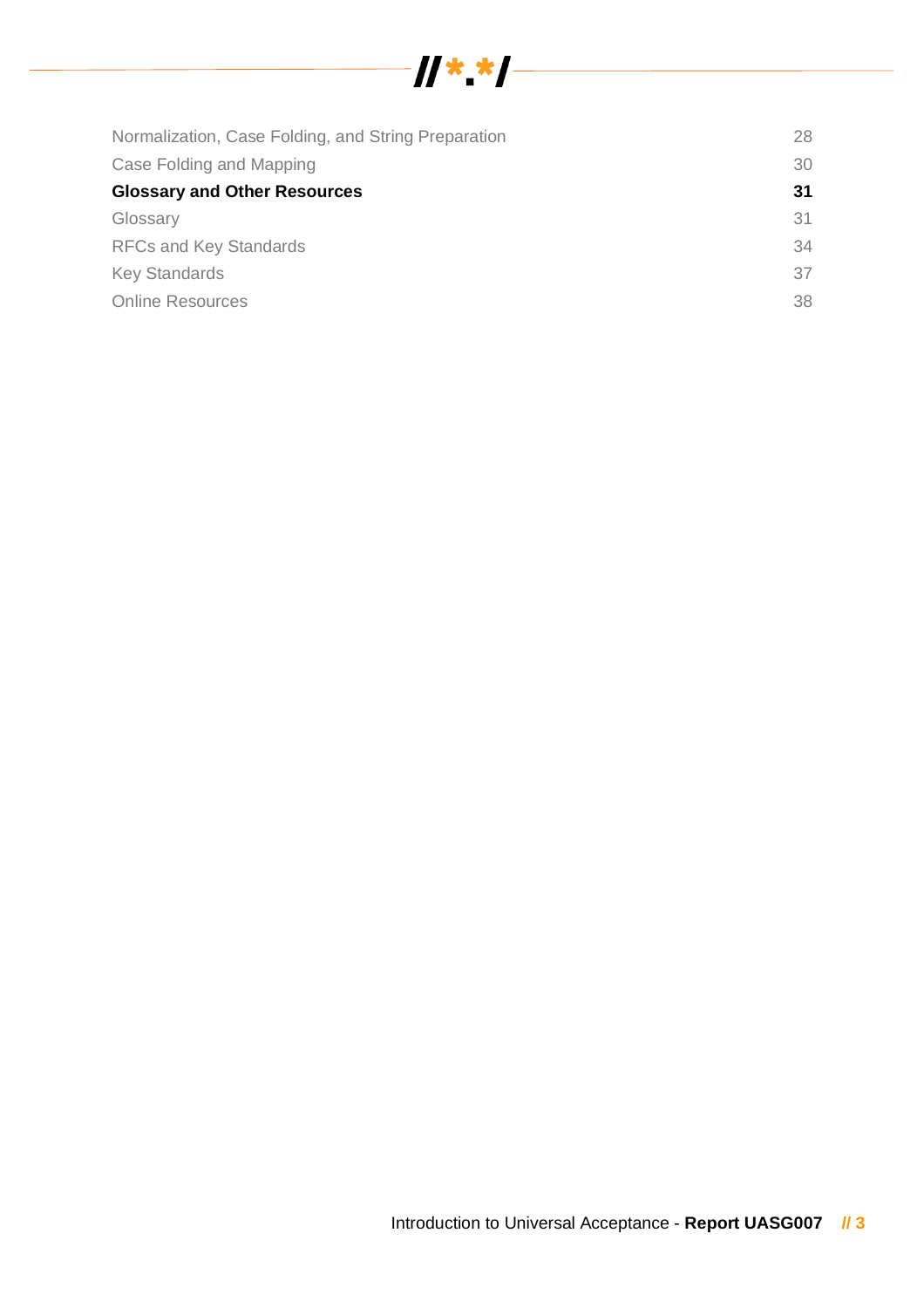Normalization, Case Folding, and String Preparation 28

Case Folding and Mapping 30

**Glossary and Other Resources 31**

Glossary 31

RFCs and Key Standards 34

Key Standards 37

Online Resources 38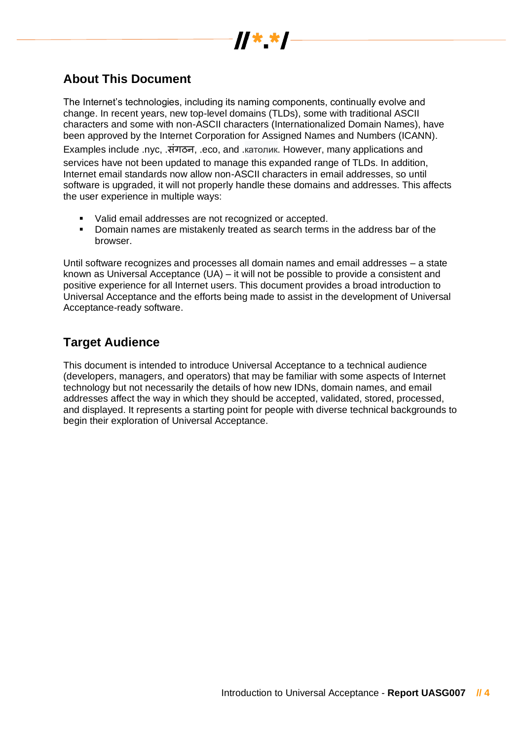## About This Document

The Internet's technologies, including its naming components, continually evolve and change. In recent years, new top-level domains (TLDs), some with traditional ASCII characters and some with non-ASCII characters (Internationalized Domain Names), have been approved by the Internet Corporation for Assigned Names and Numbers (ICANN). Examples include .nyc, .संगठन, .eco, and .католик. However, many applications and services have not been updated to manage this expanded range of TLDs. In addition, Internet email standards now allow non-ASCII characters in email addresses, so until software is upgraded, it will not properly handle these domains and addresses. This affects the user experience in multiple ways:

- Valid email addresses are not recognized or accepted.
- Domain names are mistakenly treated as search terms in the address bar of the browser.

Until software recognizes and processes all domain names and email addresses – a state known as Universal Acceptance (UA) – it will not be possible to provide a consistent and positive experience for all Internet users. This document provides a broad introduction to Universal Acceptance and the efforts being made to assist in the development of Universal Acceptance-ready software.

## Target Audience

This document is intended to introduce Universal Acceptance to a technical audience (developers, managers, and operators) that may be familiar with some aspects of Internet technology but not necessarily the details of how new IDNs, domain names, and email addresses affect the way in which they should be accepted, validated, stored, processed, and displayed. It represents a starting point for people with diverse technical backgrounds to begin their exploration of Universal Acceptance.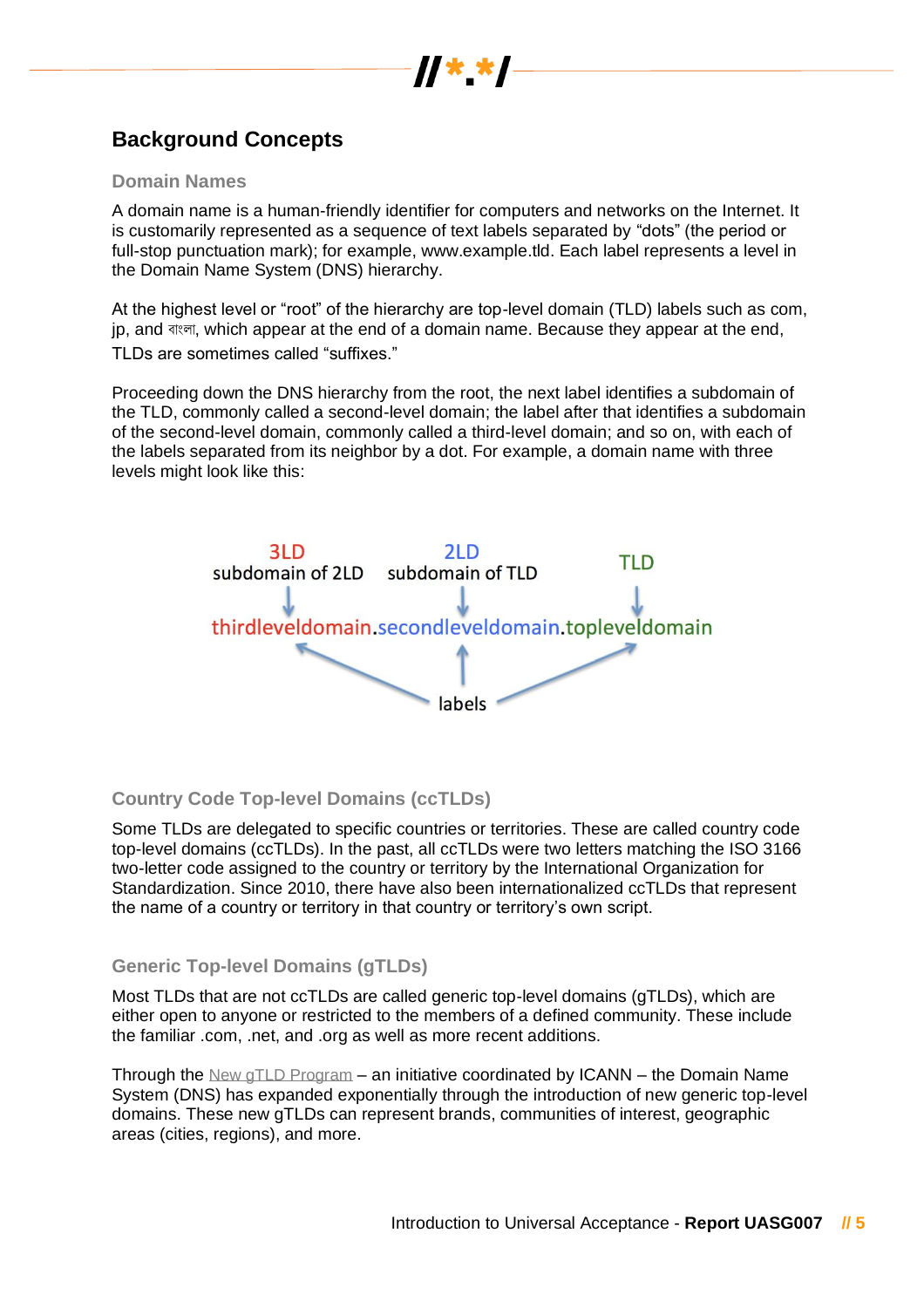## Background Concepts

### Domain Names

A domain name is a human-friendly identifier for computers and networks on the Internet. It is customarily represented as a sequence of text labels separated by "dots" (the period or full-stop punctuation mark); for example, www.example.tld. Each label represents a level in the Domain Name System (DNS) hierarchy.

At the highest level or "root" of the hierarchy are top-level domain (TLD) labels such as com, jp, and বাংলা, which appear at the end of a domain name. Because they appear at the end, TLDs are sometimes called "suffixes."

Proceeding down the DNS hierarchy from the root, the next label identifies a subdomain of the TLD, commonly called a second-level domain; the label after that identifies a subdomain of the second-level domain, commonly called a third-level domain; and so on, with each of the labels separated from its neighbor by a dot. For example, a domain name with three levels might look like this:

3LD subdomain of 2LD → thirdleveldomain

2LD subdomain of TLD → secondleveldomain

TLD → topleveldomain

thirdleveldomain.secondleveldomain.topleveldomain

labels

### Country Code Top-level Domains (ccTLDs)

Some TLDs are delegated to specific countries or territories. These are called country code top-level domains (ccTLDs). In the past, all ccTLDs were two letters matching the ISO 3166 two-letter code assigned to the country or territory by the International Organization for Standardization. Since 2010, there have also been internationalized ccTLDs that represent the name of a country or territory in that country or territory's own script.

### Generic Top-level Domains (gTLDs)

Most TLDs that are not ccTLDs are called generic top-level domains (gTLDs), which are either open to anyone or restricted to the members of a defined community. These include the familiar .com, .net, and .org as well as more recent additions.

Through the New gTLD Program – an initiative coordinated by ICANN – the Domain Name System (DNS) has expanded exponentially through the introduction of new generic top-level domains. These new gTLDs can represent brands, communities of interest, geographic areas (cities, regions), and more.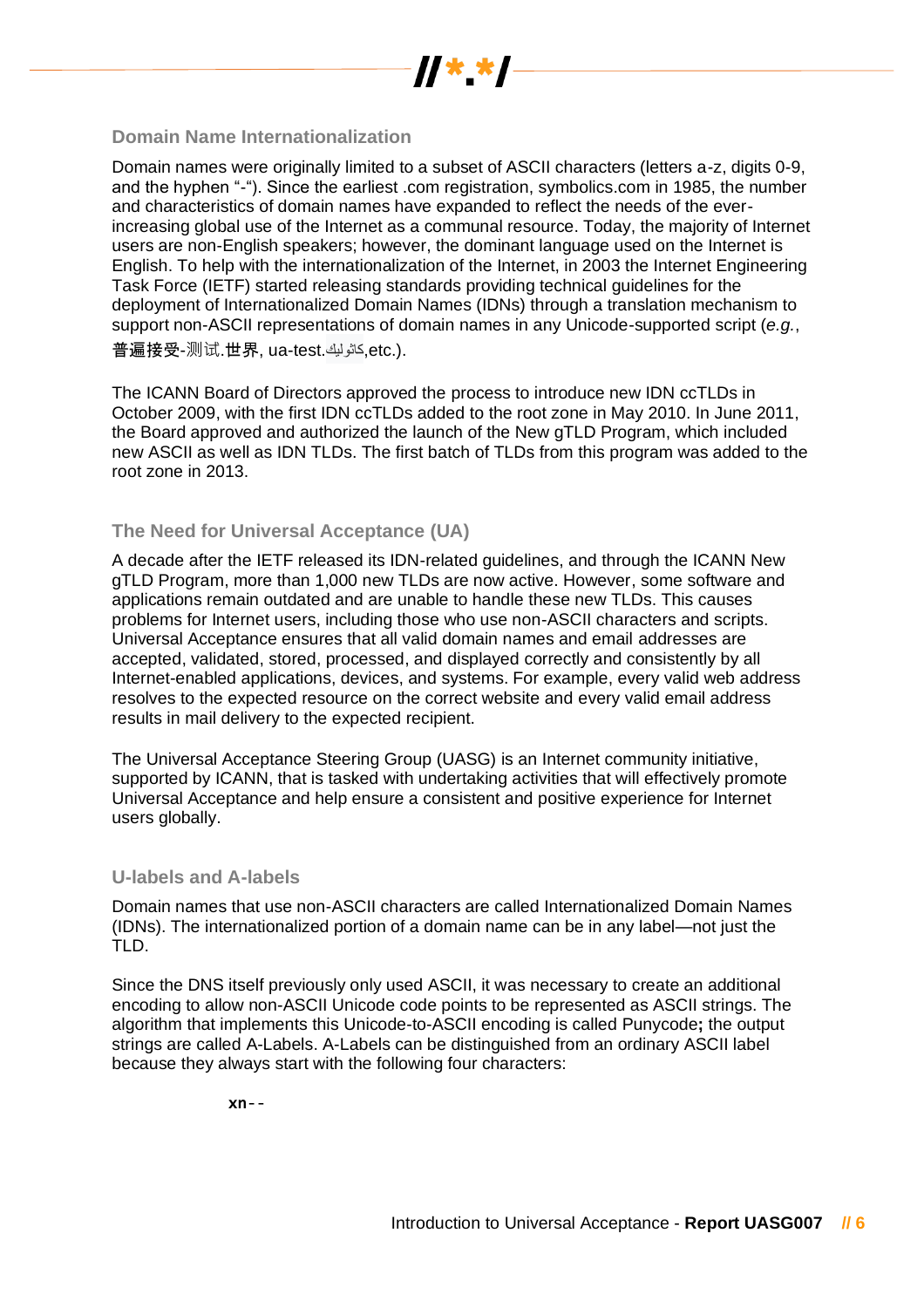## Domain Name Internationalization

Domain names were originally limited to a subset of ASCII characters (letters a-z, digits 0-9, and the hyphen "-"). Since the earliest .com registration, symbolics.com in 1985, the number and characteristics of domain names have expanded to reflect the needs of the ever-increasing global use of the Internet as a communal resource. Today, the majority of Internet users are non-English speakers; however, the dominant language used on the Internet is English. To help with the internationalization of the Internet, in 2003 the Internet Engineering Task Force (IETF) started releasing standards providing technical guidelines for the deployment of Internationalized Domain Names (IDNs) through a translation mechanism to support non-ASCII representations of domain names in any Unicode-supported script (*e.g.*, 普遍接受-测试.世界, ua-test.كاثوليك,etc.).

The ICANN Board of Directors approved the process to introduce new IDN ccTLDs in October 2009, with the first IDN ccTLDs added to the root zone in May 2010. In June 2011, the Board approved and authorized the launch of the New gTLD Program, which included new ASCII as well as IDN TLDs. The first batch of TLDs from this program was added to the root zone in 2013.

## The Need for Universal Acceptance (UA)

A decade after the IETF released its IDN-related guidelines, and through the ICANN New gTLD Program, more than 1,000 new TLDs are now active. However, some software and applications remain outdated and are unable to handle these new TLDs. This causes problems for Internet users, including those who use non-ASCII characters and scripts. Universal Acceptance ensures that all valid domain names and email addresses are accepted, validated, stored, processed, and displayed correctly and consistently by all Internet-enabled applications, devices, and systems. For example, every valid web address resolves to the expected resource on the correct website and every valid email address results in mail delivery to the expected recipient.

The Universal Acceptance Steering Group (UASG) is an Internet community initiative, supported by ICANN, that is tasked with undertaking activities that will effectively promote Universal Acceptance and help ensure a consistent and positive experience for Internet users globally.

## U-labels and A-labels

Domain names that use non-ASCII characters are called Internationalized Domain Names (IDNs). The internationalized portion of a domain name can be in any label—not just the TLD.

Since the DNS itself previously only used ASCII, it was necessary to create an additional encoding to allow non-ASCII Unicode code points to be represented as ASCII strings. The algorithm that implements this Unicode-to-ASCII encoding is called Punycode**;** the output strings are called A-Labels. A-Labels can be distinguished from an ordinary ASCII label because they always start with the following four characters:

**xn**--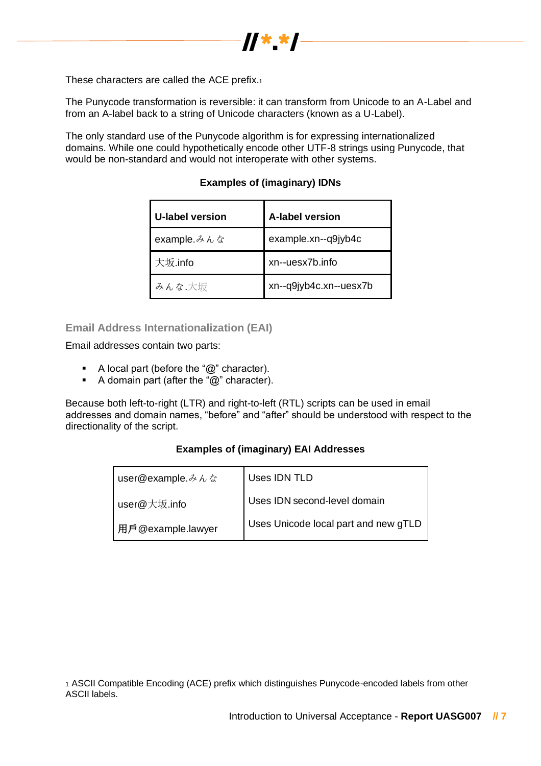These characters are called the ACE prefix.[1]

The Punycode transformation is reversible: it can transform from Unicode to an A-Label and from an A-label back to a string of Unicode characters (known as a U-Label).

The only standard use of the Punycode algorithm is for expressing internationalized domains. While one could hypothetically encode other UTF-8 strings using Punycode, that would be non-standard and would not interoperate with other systems.

**Examples of (imaginary) IDNs**

| U-label version | A-label version |
|---|---|
| example.みんな | example.xn--q9jyb4c |
| 大坂.info | xn--uesx7b.info |
| みんな.大坂 | xn--q9jyb4c.xn--uesx7b |

### Email Address Internationalization (EAI)

Email addresses contain two parts:

- A local part (before the “@” character).
- A domain part (after the “@” character).

Because both left-to-right (LTR) and right-to-left (RTL) scripts can be used in email addresses and domain names, “before” and “after” should be understood with respect to the directionality of the script.

**Examples of (imaginary) EAI Addresses**

| | |
|---|---|
| user@example.みんな | Uses IDN TLD |
| user@大坂.info | Uses IDN second-level domain |
| 用戶@example.lawyer | Uses Unicode local part and new gTLD |

[1] ASCII Compatible Encoding (ACE) prefix which distinguishes Punycode-encoded labels from other ASCII labels.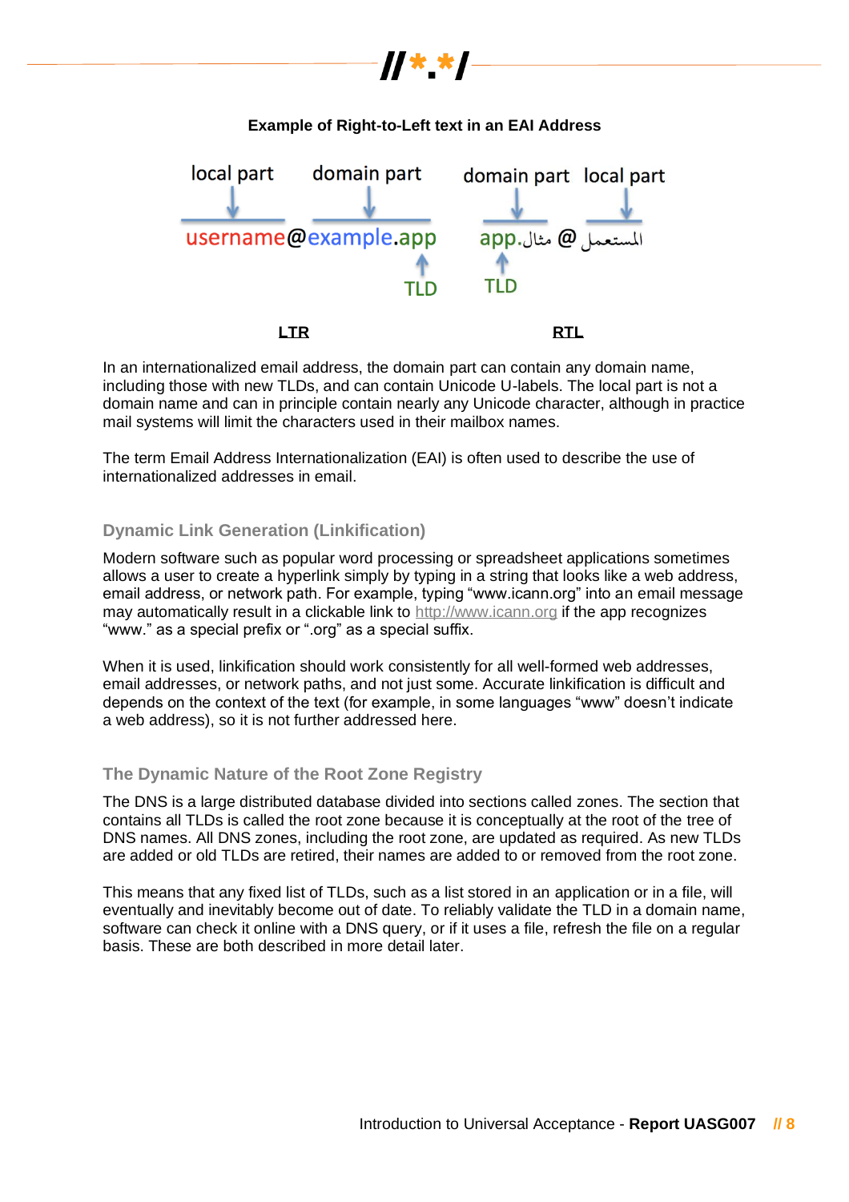**Example of Right-to-Left text in an EAI Address**

| | LTR | RTL |
|---|---|---|
| Address | username@example.app | المستعمل @ مثال.app |
| local part | username | المستعمل |
| domain part | example.app | مثال.app |
| TLD | app | app |

In an internationalized email address, the domain part can contain any domain name, including those with new TLDs, and can contain Unicode U-labels. The local part is not a domain name and can in principle contain nearly any Unicode character, although in practice mail systems will limit the characters used in their mailbox names.

The term Email Address Internationalization (EAI) is often used to describe the use of internationalized addresses in email.

### Dynamic Link Generation (Linkification)

Modern software such as popular word processing or spreadsheet applications sometimes allows a user to create a hyperlink simply by typing in a string that looks like a web address, email address, or network path. For example, typing "www.icann.org" into an email message may automatically result in a clickable link to http://www.icann.org if the app recognizes "www." as a special prefix or ".org" as a special suffix.

When it is used, linkification should work consistently for all well-formed web addresses, email addresses, or network paths, and not just some. Accurate linkification is difficult and depends on the context of the text (for example, in some languages "www" doesn't indicate a web address), so it is not further addressed here.

### The Dynamic Nature of the Root Zone Registry

The DNS is a large distributed database divided into sections called zones. The section that contains all TLDs is called the root zone because it is conceptually at the root of the tree of DNS names. All DNS zones, including the root zone, are updated as required. As new TLDs are added or old TLDs are retired, their names are added to or removed from the root zone.

This means that any fixed list of TLDs, such as a list stored in an application or in a file, will eventually and inevitably become out of date. To reliably validate the TLD in a domain name, software can check it online with a DNS query, or if it uses a file, refresh the file on a regular basis. These are both described in more detail later.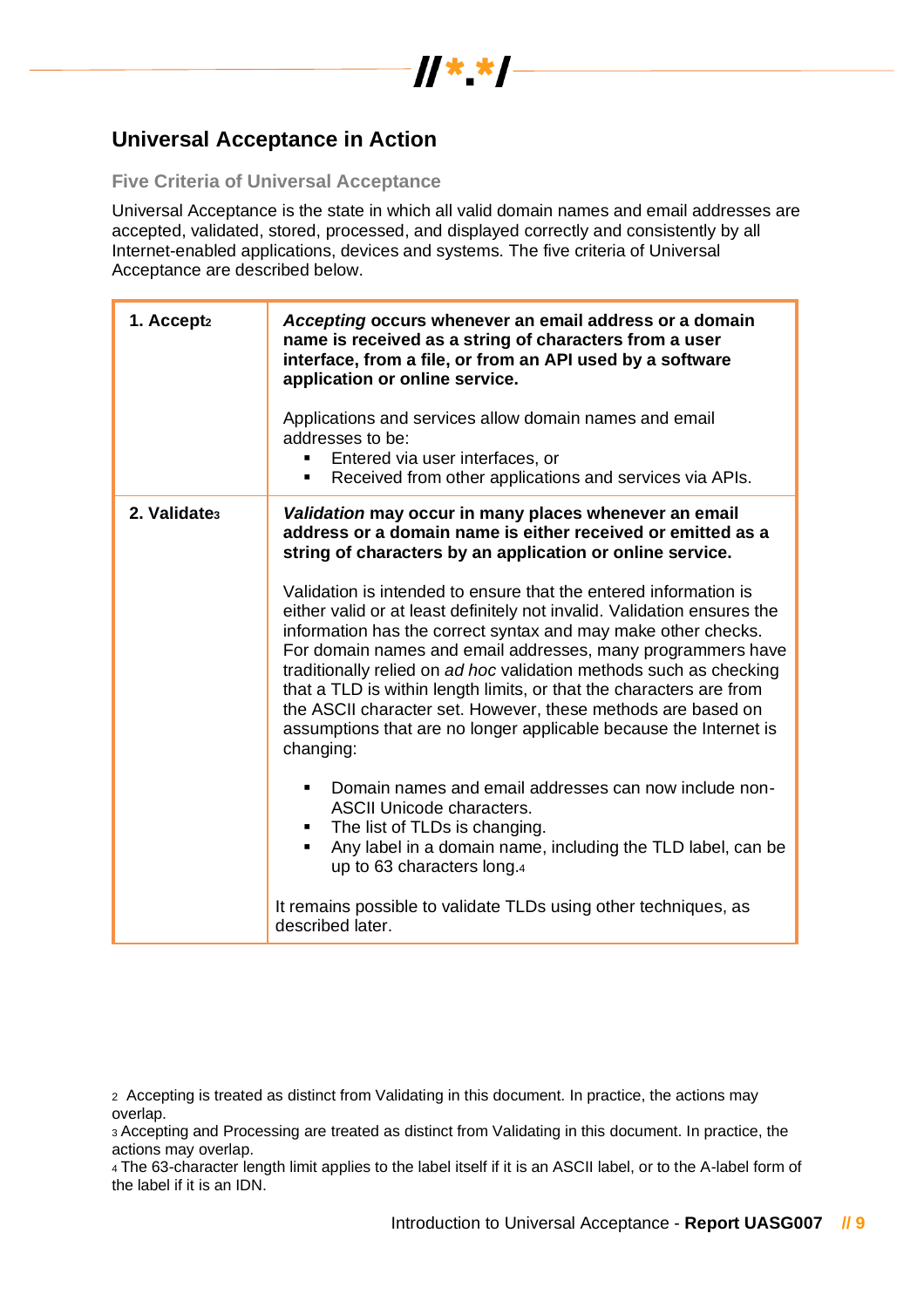## Universal Acceptance in Action

### Five Criteria of Universal Acceptance

Universal Acceptance is the state in which all valid domain names and email addresses are accepted, validated, stored, processed, and displayed correctly and consistently by all Internet-enabled applications, devices and systems. The five criteria of Universal Acceptance are described below.

| | |
|---|---|
| **1. Accept**[2] | ***Accepting* occurs whenever an email address or a domain name is received as a string of characters from a user interface, from a file, or from an API used by a software application or online service.**<br><br>Applications and services allow domain names and email addresses to be:<br>▪ Entered via user interfaces, or<br>▪ Received from other applications and services via APIs. |
| **2. Validate**[3] | ***Validation* may occur in many places whenever an email address or a domain name is either received or emitted as a string of characters by an application or online service.**<br><br>Validation is intended to ensure that the entered information is either valid or at least definitely not invalid. Validation ensures the information has the correct syntax and may make other checks. For domain names and email addresses, many programmers have traditionally relied on *ad hoc* validation methods such as checking that a TLD is within length limits, or that the characters are from the ASCII character set. However, these methods are based on assumptions that are no longer applicable because the Internet is changing:<br><br>▪ Domain names and email addresses can now include non-ASCII Unicode characters.<br>▪ The list of TLDs is changing.<br>▪ Any label in a domain name, including the TLD label, can be up to 63 characters long.[4]<br><br>It remains possible to validate TLDs using other techniques, as described later. |

[2] Accepting is treated as distinct from Validating in this document. In practice, the actions may overlap.

[3] Accepting and Processing are treated as distinct from Validating in this document. In practice, the actions may overlap.

[4] The 63-character length limit applies to the label itself if it is an ASCII label, or to the A-label form of the label if it is an IDN.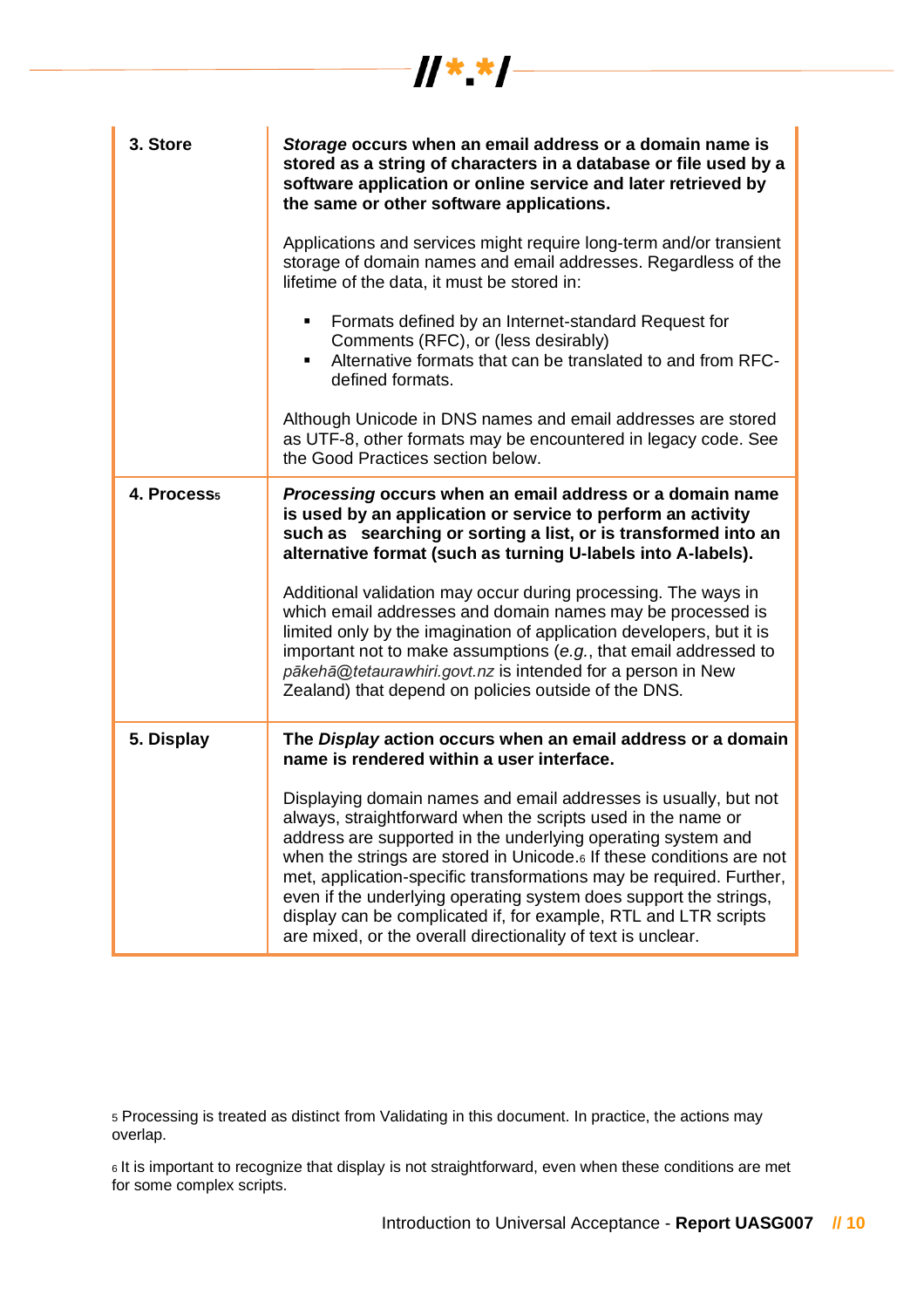| | |
|---|---|
| **3. Store** | ***Storage* occurs when an email address or a domain name is stored as a string of characters in a database or file used by a software application or online service and later retrieved by the same or other software applications.**<br><br>Applications and services might require long-term and/or transient storage of domain names and email addresses. Regardless of the lifetime of the data, it must be stored in:<br><br>▪ Formats defined by an Internet-standard Request for Comments (RFC), or (less desirably)<br>▪ Alternative formats that can be translated to and from RFC-defined formats.<br><br>Although Unicode in DNS names and email addresses are stored as UTF-8, other formats may be encountered in legacy code. See the Good Practices section below. |
| **4. Process**[5] | ***Processing* occurs when an email address or a domain name is used by an application or service to perform an activity such as searching or sorting a list, or is transformed into an alternative format (such as turning U-labels into A-labels).**<br><br>Additional validation may occur during processing. The ways in which email addresses and domain names may be processed is limited only by the imagination of application developers, but it is important not to make assumptions (*e.g.*, that email addressed to *pākehā@tetaurawhiri.govt.nz* is intended for a person in New Zealand) that depend on policies outside of the DNS. |
| **5. Display** | **The *Display* action occurs when an email address or a domain name is rendered within a user interface.**<br><br>Displaying domain names and email addresses is usually, but not always, straightforward when the scripts used in the name or address are supported in the underlying operating system and when the strings are stored in Unicode.[6] If these conditions are not met, application-specific transformations may be required. Further, even if the underlying operating system does support the strings, display can be complicated if, for example, RTL and LTR scripts are mixed, or the overall directionality of text is unclear. |

[5] Processing is treated as distinct from Validating in this document. In practice, the actions may overlap.

[6] It is important to recognize that display is not straightforward, even when these conditions are met for some complex scripts.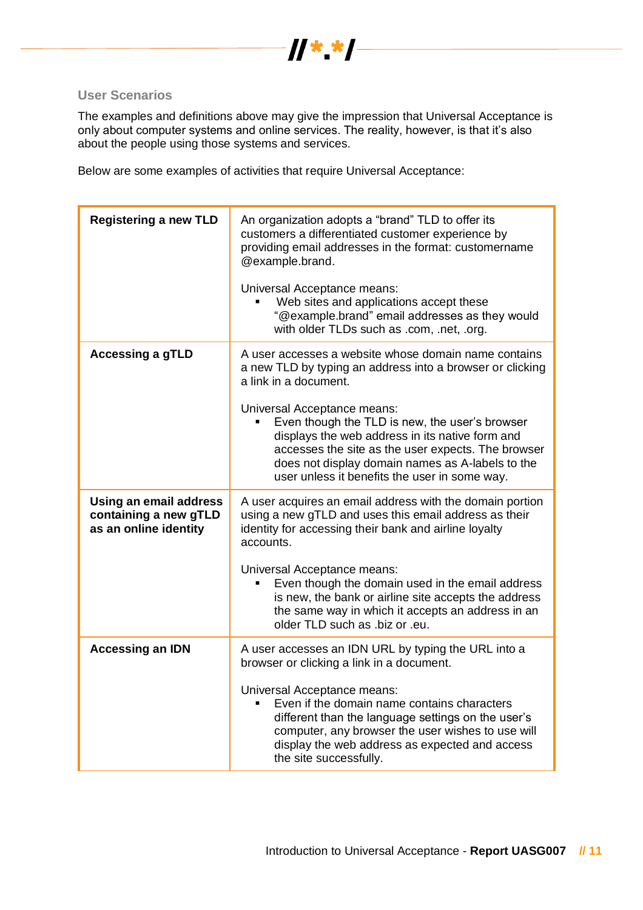## User Scenarios

The examples and definitions above may give the impression that Universal Acceptance is only about computer systems and online services. The reality, however, is that it's also about the people using those systems and services.

Below are some examples of activities that require Universal Acceptance:

| | |
|---|---|
| **Registering a new TLD** | An organization adopts a "brand" TLD to offer its customers a differentiated customer experience by providing email addresses in the format: customername @example.brand.<br><br>Universal Acceptance means:<br>▪ Web sites and applications accept these "@example.brand" email addresses as they would with older TLDs such as .com, .net, .org. |
| **Accessing a gTLD** | A user accesses a website whose domain name contains a new TLD by typing an address into a browser or clicking a link in a document.<br><br>Universal Acceptance means:<br>▪ Even though the TLD is new, the user's browser displays the web address in its native form and accesses the site as the user expects. The browser does not display domain names as A-labels to the user unless it benefits the user in some way. |
| **Using an email address containing a new gTLD as an online identity** | A user acquires an email address with the domain portion using a new gTLD and uses this email address as their identity for accessing their bank and airline loyalty accounts.<br><br>Universal Acceptance means:<br>▪ Even though the domain used in the email address is new, the bank or airline site accepts the address the same way in which it accepts an address in an older TLD such as .biz or .eu. |
| **Accessing an IDN** | A user accesses an IDN URL by typing the URL into a browser or clicking a link in a document.<br><br>Universal Acceptance means:<br>▪ Even if the domain name contains characters different than the language settings on the user's computer, any browser the user wishes to use will display the web address as expected and access the site successfully. |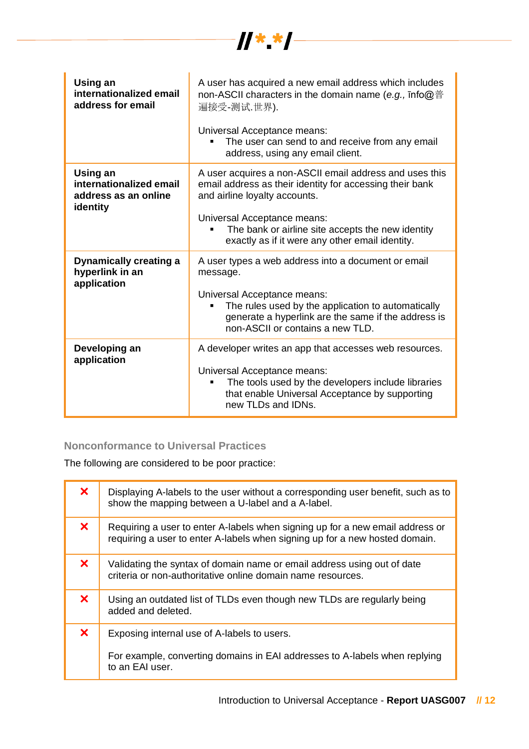| | |
|---|---|
| **Using an internationalized email address for email** | A user has acquired a new email address which includes non-ASCII characters in the domain name (*e.g.,* īnfo@普遍接受-测试.世界).<br><br>Universal Acceptance means:<br>▪ The user can send to and receive from any email address, using any email client. |
| **Using an internationalized email address as an online identity** | A user acquires a non-ASCII email address and uses this email address as their identity for accessing their bank and airline loyalty accounts.<br><br>Universal Acceptance means:<br>▪ The bank or airline site accepts the new identity exactly as if it were any other email identity. |
| **Dynamically creating a hyperlink in an application** | A user types a web address into a document or email message.<br><br>Universal Acceptance means:<br>▪ The rules used by the application to automatically generate a hyperlink are the same if the address is non-ASCII or contains a new TLD. |
| **Developing an application** | A developer writes an app that accesses web resources.<br><br>Universal Acceptance means:<br>▪ The tools used by the developers include libraries that enable Universal Acceptance by supporting new TLDs and IDNs. |

### Nonconformance to Universal Practices

The following are considered to be poor practice:

| | |
|---|---|
| ✘ | Displaying A-labels to the user without a corresponding user benefit, such as to show the mapping between a U-label and a A-label. |
| ✘ | Requiring a user to enter A-labels when signing up for a new email address or requiring a user to enter A-labels when signing up for a new hosted domain. |
| ✘ | Validating the syntax of domain name or email address using out of date criteria or non-authoritative online domain name resources. |
| ✘ | Using an outdated list of TLDs even though new TLDs are regularly being added and deleted. |
| ✘ | Exposing internal use of A-labels to users.<br><br>For example, converting domains in EAI addresses to A-labels when replying to an EAI user. |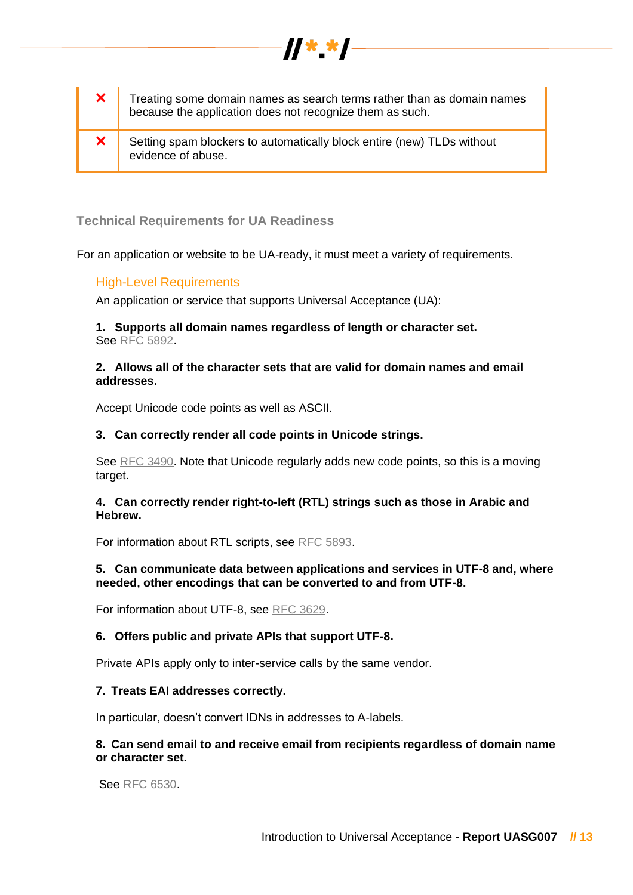| | |
|---|---|
| ❌ | Treating some domain names as search terms rather than as domain names because the application does not recognize them as such. |
| ❌ | Setting spam blockers to automatically block entire (new) TLDs without evidence of abuse. |

## Technical Requirements for UA Readiness

For an application or website to be UA-ready, it must meet a variety of requirements.

### High-Level Requirements

An application or service that supports Universal Acceptance (UA):

**1. Supports all domain names regardless of length or character set.**
See RFC 5892.

**2. Allows all of the character sets that are valid for domain names and email addresses.**

Accept Unicode code points as well as ASCII.

**3. Can correctly render all code points in Unicode strings.**

See RFC 3490. Note that Unicode regularly adds new code points, so this is a moving target.

**4. Can correctly render right-to-left (RTL) strings such as those in Arabic and Hebrew.**

For information about RTL scripts, see RFC 5893.

**5. Can communicate data between applications and services in UTF-8 and, where needed, other encodings that can be converted to and from UTF-8.**

For information about UTF-8, see RFC 3629.

**6. Offers public and private APIs that support UTF-8.**

Private APIs apply only to inter-service calls by the same vendor.

**7. Treats EAI addresses correctly.**

In particular, doesn't convert IDNs in addresses to A-labels.

**8. Can send email to and receive email from recipients regardless of domain name or character set.**

See RFC 6530.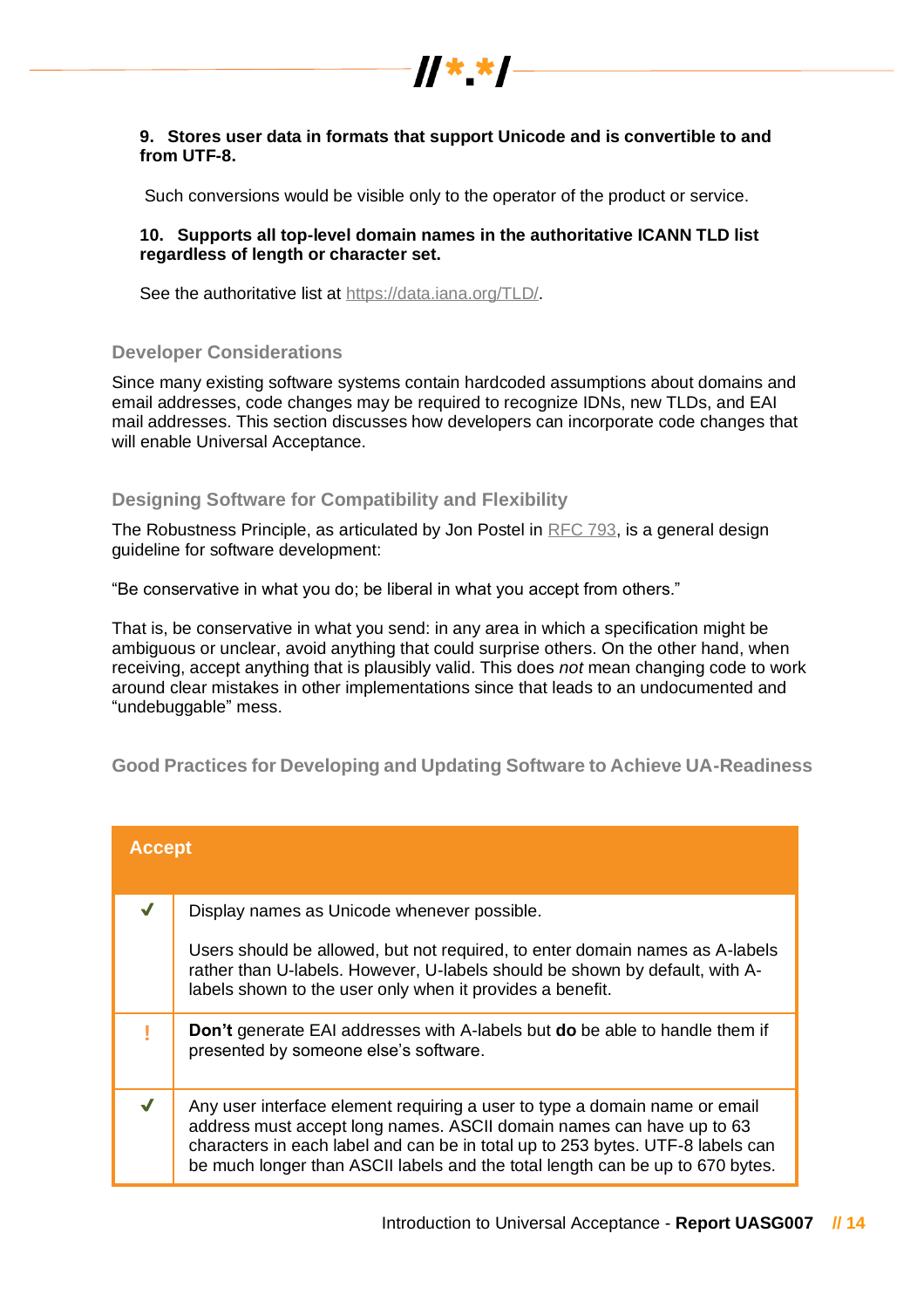**9. Stores user data in formats that support Unicode and is convertible to and from UTF-8.**

Such conversions would be visible only to the operator of the product or service.

**10. Supports all top-level domain names in the authoritative ICANN TLD list regardless of length or character set.**

See the authoritative list at [https://data.iana.org/TLD/](https://data.iana.org/TLD/).

### Developer Considerations

Since many existing software systems contain hardcoded assumptions about domains and email addresses, code changes may be required to recognize IDNs, new TLDs, and EAI mail addresses. This section discusses how developers can incorporate code changes that will enable Universal Acceptance.

### Designing Software for Compatibility and Flexibility

The Robustness Principle, as articulated by Jon Postel in [RFC 793](), is a general design guideline for software development:

"Be conservative in what you do; be liberal in what you accept from others."

That is, be conservative in what you send: in any area in which a specification might be ambiguous or unclear, avoid anything that could surprise others. On the other hand, when receiving, accept anything that is plausibly valid. This does *not* mean changing code to work around clear mistakes in other implementations since that leads to an undocumented and "undebuggable" mess.

### Good Practices for Developing and Updating Software to Achieve UA-Readiness

| Accept | |
|---|---|
| ✔ | Display names as Unicode whenever possible.<br><br>Users should be allowed, but not required, to enter domain names as A-labels rather than U-labels. However, U-labels should be shown by default, with A-labels shown to the user only when it provides a benefit. |
| ! | **Don't** generate EAI addresses with A-labels but **do** be able to handle them if presented by someone else's software. |
| ✔ | Any user interface element requiring a user to type a domain name or email address must accept long names. ASCII domain names can have up to 63 characters in each label and can be in total up to 253 bytes. UTF-8 labels can be much longer than ASCII labels and the total length can be up to 670 bytes. |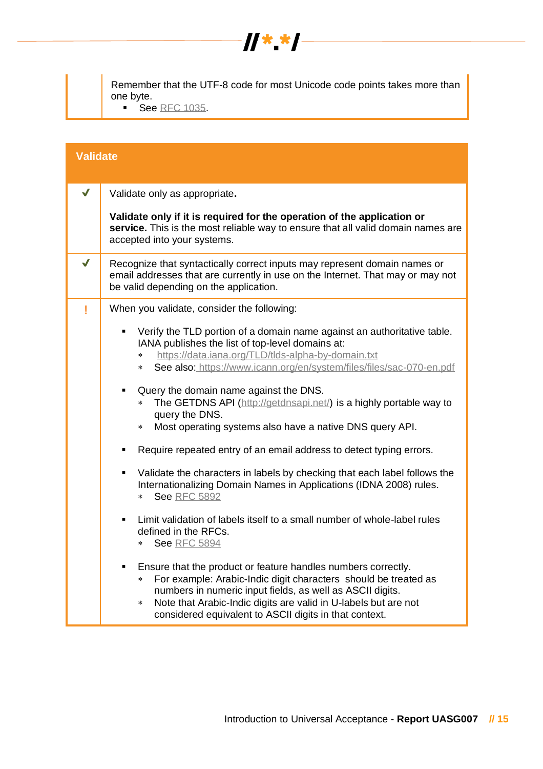| | |
|---|---|
| | Remember that the UTF-8 code for most Unicode code points takes more than one byte.<br>▪ See RFC 1035. |

| Validate | |
|---|---|
| ✔ | Validate only as appropriate.<br><br>**Validate only if it is required for the operation of the application or service.** This is the most reliable way to ensure that all valid domain names are accepted into your systems. |
| ✔ | Recognize that syntactically correct inputs may represent domain names or email addresses that are currently in use on the Internet. That may or may not be valid depending on the application. |
| ! | When you validate, consider the following:<br><br>▪ Verify the TLD portion of a domain name against an authoritative table. IANA publishes the list of top-level domains at:<br>∗ https://data.iana.org/TLD/tlds-alpha-by-domain.txt<br>∗ See also: https://www.icann.org/en/system/files/files/sac-070-en.pdf<br><br>▪ Query the domain name against the DNS.<br>∗ The GETDNS API (http://getdnsapi.net/) is a highly portable way to query the DNS.<br>∗ Most operating systems also have a native DNS query API.<br><br>▪ Require repeated entry of an email address to detect typing errors.<br><br>▪ Validate the characters in labels by checking that each label follows the Internationalizing Domain Names in Applications (IDNA 2008) rules.<br>∗ See RFC 5892<br><br>▪ Limit validation of labels itself to a small number of whole-label rules defined in the RFCs.<br>∗ See RFC 5894<br><br>▪ Ensure that the product or feature handles numbers correctly.<br>∗ For example: Arabic-Indic digit characters should be treated as numbers in numeric input fields, as well as ASCII digits.<br>∗ Note that Arabic-Indic digits are valid in U-labels but are not considered equivalent to ASCII digits in that context. |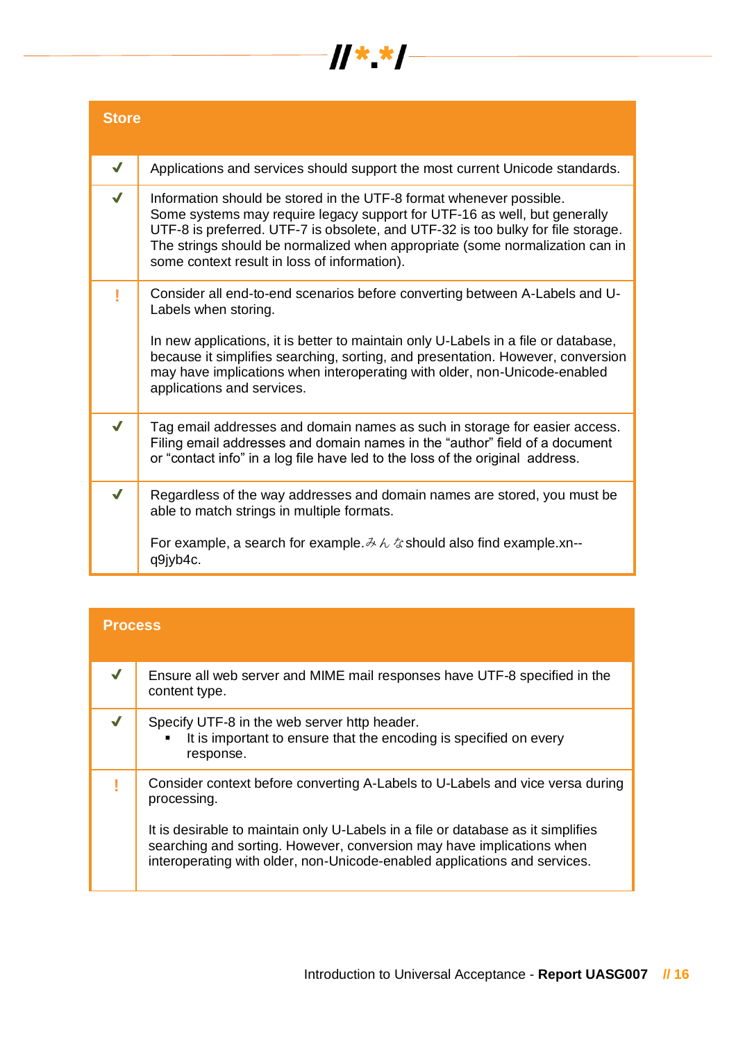| Store | |
|---|---|
| ✔ | Applications and services should support the most current Unicode standards. |
| ✔ | Information should be stored in the UTF-8 format whenever possible. Some systems may require legacy support for UTF-16 as well, but generally UTF-8 is preferred. UTF-7 is obsolete, and UTF-32 is too bulky for file storage. The strings should be normalized when appropriate (some normalization can in some context result in loss of information). |
| ! | Consider all end-to-end scenarios before converting between A-Labels and U-Labels when storing.<br><br>In new applications, it is better to maintain only U-Labels in a file or database, because it simplifies searching, sorting, and presentation. However, conversion may have implications when interoperating with older, non-Unicode-enabled applications and services. |
| ✔ | Tag email addresses and domain names as such in storage for easier access. Filing email addresses and domain names in the “author” field of a document or “contact info” in a log file have led to the loss of the original address. |
| ✔ | Regardless of the way addresses and domain names are stored, you must be able to match strings in multiple formats.<br><br>For example, a search for example.みんな should also find example.xn--q9jyb4c. |

| Process | |
|---|---|
| ✔ | Ensure all web server and MIME mail responses have UTF-8 specified in the content type. |
| ✔ | Specify UTF-8 in the web server http header.<br>▪ It is important to ensure that the encoding is specified on every response. |
| ! | Consider context before converting A-Labels to U-Labels and vice versa during processing.<br><br>It is desirable to maintain only U-Labels in a file or database as it simplifies searching and sorting. However, conversion may have implications when interoperating with older, non-Unicode-enabled applications and services. |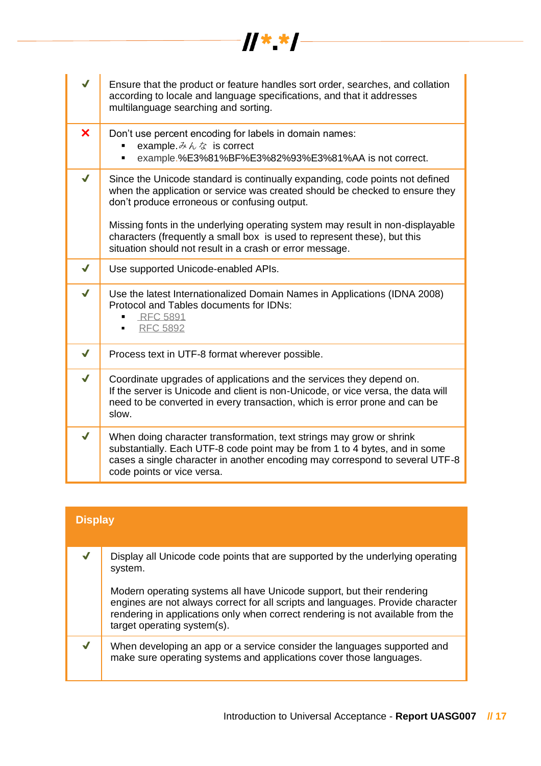| | |
|---|---|
| ✔ | Ensure that the product or feature handles sort order, searches, and collation according to locale and language specifications, and that it addresses multilanguage searching and sorting. |
| ✘ | Don't use percent encoding for labels in domain names:<br>▪ example.みんな is correct<br>▪ example.%E3%81%BF%E3%82%93%E3%81%AA is not correct. |
| ✔ | Since the Unicode standard is continually expanding, code points not defined when the application or service was created should be checked to ensure they don't produce erroneous or confusing output.<br><br>Missing fonts in the underlying operating system may result in non-displayable characters (frequently a small box is used to represent these), but this situation should not result in a crash or error message. |
| ✔ | Use supported Unicode-enabled APIs. |
| ✔ | Use the latest Internationalized Domain Names in Applications (IDNA 2008) Protocol and Tables documents for IDNs:<br>▪ RFC 5891<br>▪ RFC 5892 |
| ✔ | Process text in UTF-8 format wherever possible. |
| ✔ | Coordinate upgrades of applications and the services they depend on.<br>If the server is Unicode and client is non-Unicode, or vice versa, the data will need to be converted in every transaction, which is error prone and can be slow. |
| ✔ | When doing character transformation, text strings may grow or shrink substantially. Each UTF-8 code point may be from 1 to 4 bytes, and in some cases a single character in another encoding may correspond to several UTF-8 code points or vice versa. |

| Display | |
|---|---|
| ✔ | Display all Unicode code points that are supported by the underlying operating system.<br><br>Modern operating systems all have Unicode support, but their rendering engines are not always correct for all scripts and languages. Provide character rendering in applications only when correct rendering is not available from the target operating system(s). |
| ✔ | When developing an app or a service consider the languages supported and make sure operating systems and applications cover those languages. |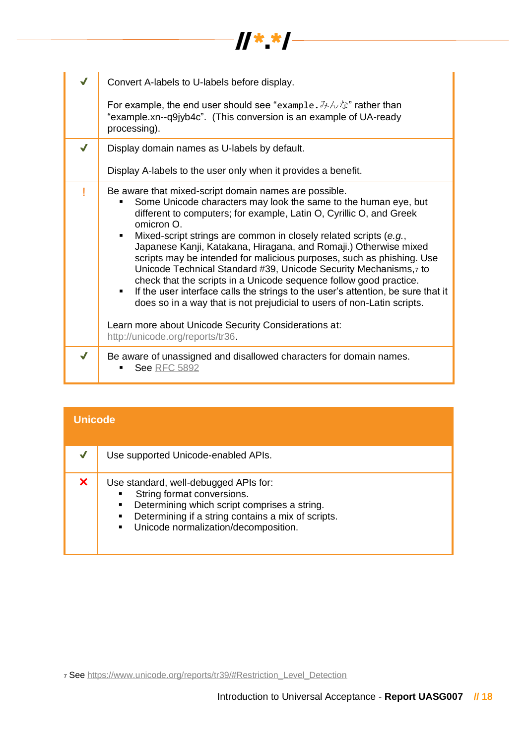| | |
|---|---|
| ✓ | Convert A-labels to U-labels before display.<br><br>For example, the end user should see "`example.みんな`" rather than "example.xn--q9jyb4c". (This conversion is an example of UA-ready processing). |
| ✓ | Display domain names as U-labels by default.<br><br>Display A-labels to the user only when it provides a benefit. |
| ! | Be aware that mixed-script domain names are possible.<br>▪ Some Unicode characters may look the same to the human eye, but different to computers; for example, Latin O, Cyrillic O, and Greek omicron O.<br>▪ Mixed-script strings are common in closely related scripts (*e.g.*, Japanese Kanji, Katakana, Hiragana, and Romaji.) Otherwise mixed scripts may be intended for malicious purposes, such as phishing. Use Unicode Technical Standard #39, Unicode Security Mechanisms,[7] to check that the scripts in a Unicode sequence follow good practice.<br>▪ If the user interface calls the strings to the user's attention, be sure that it does so in a way that is not prejudicial to users of non-Latin scripts.<br><br>Learn more about Unicode Security Considerations at: http://unicode.org/reports/tr36. |
| ✓ | Be aware of unassigned and disallowed characters for domain names.<br>▪ See RFC 5892 |

| Unicode | |
|---|---|
| ✓ | Use supported Unicode-enabled APIs. |
| ✗ | Use standard, well-debugged APIs for:<br>▪ String format conversions.<br>▪ Determining which script comprises a string.<br>▪ Determining if a string contains a mix of scripts.<br>▪ Unicode normalization/decomposition. |

[7] See https://www.unicode.org/reports/tr39/#Restriction_Level_Detection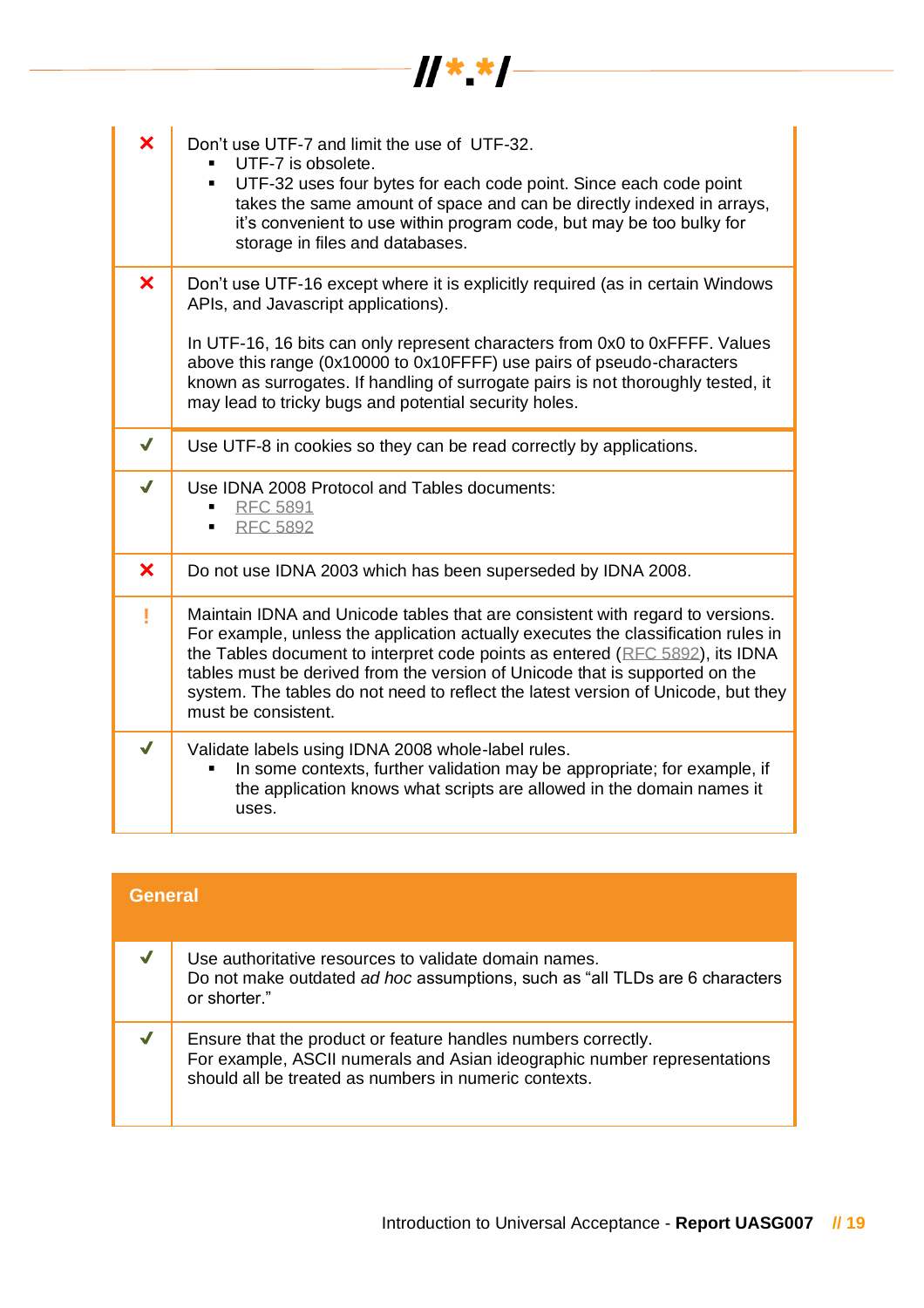| | |
|---|---|
| ✗ | Don't use UTF-7 and limit the use of UTF-32.<br>▪ UTF-7 is obsolete.<br>▪ UTF-32 uses four bytes for each code point. Since each code point takes the same amount of space and can be directly indexed in arrays, it's convenient to use within program code, but may be too bulky for storage in files and databases. |
| ✗ | Don't use UTF-16 except where it is explicitly required (as in certain Windows APIs, and Javascript applications).<br><br>In UTF-16, 16 bits can only represent characters from 0x0 to 0xFFFF. Values above this range (0x10000 to 0x10FFFF) use pairs of pseudo-characters known as surrogates. If handling of surrogate pairs is not thoroughly tested, it may lead to tricky bugs and potential security holes. |
| ✓ | Use UTF-8 in cookies so they can be read correctly by applications. |
| ✓ | Use IDNA 2008 Protocol and Tables documents:<br>▪ RFC 5891<br>▪ RFC 5892 |
| ✗ | Do not use IDNA 2003 which has been superseded by IDNA 2008. |
| ! | Maintain IDNA and Unicode tables that are consistent with regard to versions. For example, unless the application actually executes the classification rules in the Tables document to interpret code points as entered (RFC 5892), its IDNA tables must be derived from the version of Unicode that is supported on the system. The tables do not need to reflect the latest version of Unicode, but they must be consistent. |
| ✓ | Validate labels using IDNA 2008 whole-label rules.<br>▪ In some contexts, further validation may be appropriate; for example, if the application knows what scripts are allowed in the domain names it uses. |

| **General** | |
|---|---|
| ✓ | Use authoritative resources to validate domain names.<br>Do not make outdated *ad hoc* assumptions, such as "all TLDs are 6 characters or shorter." |
| ✓ | Ensure that the product or feature handles numbers correctly.<br>For example, ASCII numerals and Asian ideographic number representations should all be treated as numbers in numeric contexts. |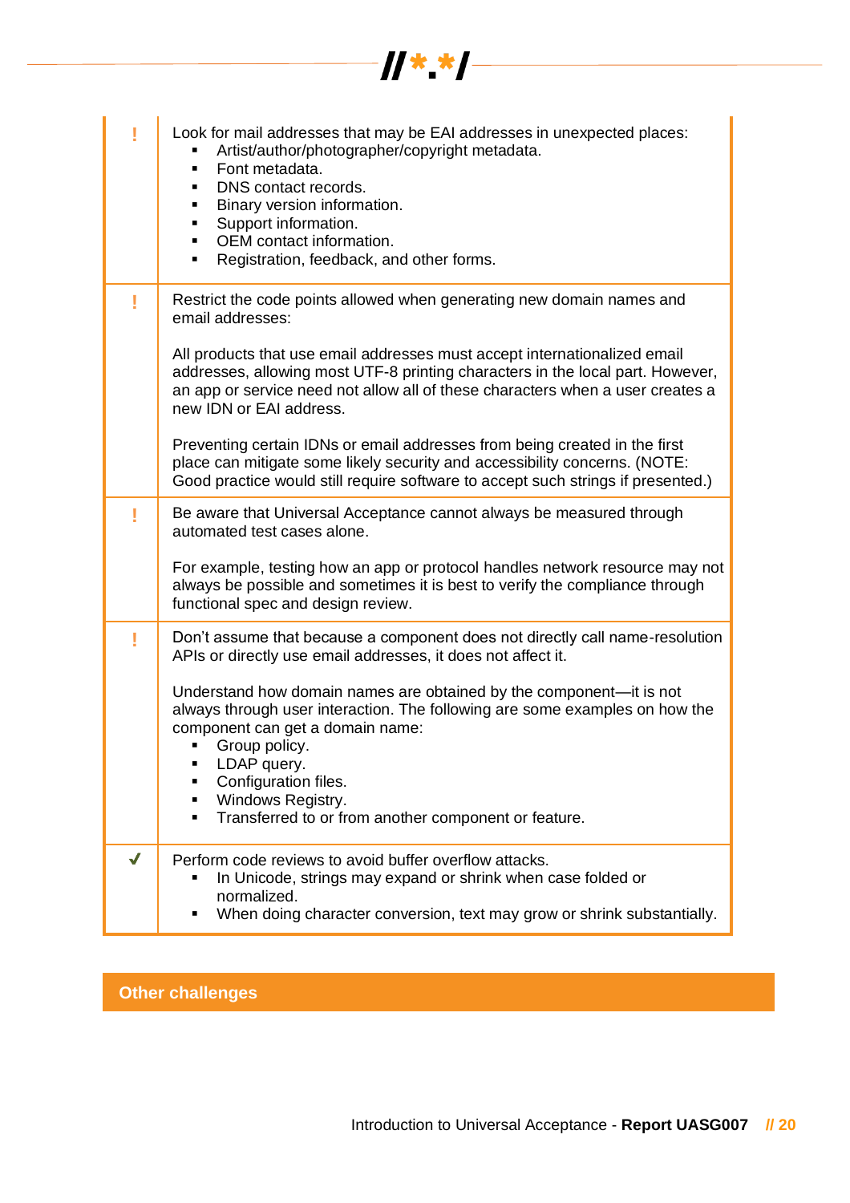| | |
|---|---|
| ! | Look for mail addresses that may be EAI addresses in unexpected places:<br>▪ Artist/author/photographer/copyright metadata.<br>▪ Font metadata.<br>▪ DNS contact records.<br>▪ Binary version information.<br>▪ Support information.<br>▪ OEM contact information.<br>▪ Registration, feedback, and other forms. |
| ! | Restrict the code points allowed when generating new domain names and email addresses:<br><br>All products that use email addresses must accept internationalized email addresses, allowing most UTF-8 printing characters in the local part. However, an app or service need not allow all of these characters when a user creates a new IDN or EAI address.<br><br>Preventing certain IDNs or email addresses from being created in the first place can mitigate some likely security and accessibility concerns. (NOTE: Good practice would still require software to accept such strings if presented.) |
| ! | Be aware that Universal Acceptance cannot always be measured through automated test cases alone.<br><br>For example, testing how an app or protocol handles network resource may not always be possible and sometimes it is best to verify the compliance through functional spec and design review. |
| ! | Don't assume that because a component does not directly call name-resolution APIs or directly use email addresses, it does not affect it.<br><br>Understand how domain names are obtained by the component—it is not always through user interaction. The following are some examples on how the component can get a domain name:<br>▪ Group policy.<br>▪ LDAP query.<br>▪ Configuration files.<br>▪ Windows Registry.<br>▪ Transferred to or from another component or feature. |
| ✓ | Perform code reviews to avoid buffer overflow attacks.<br>▪ In Unicode, strings may expand or shrink when case folded or normalized.<br>▪ When doing character conversion, text may grow or shrink substantially. |

## Other challenges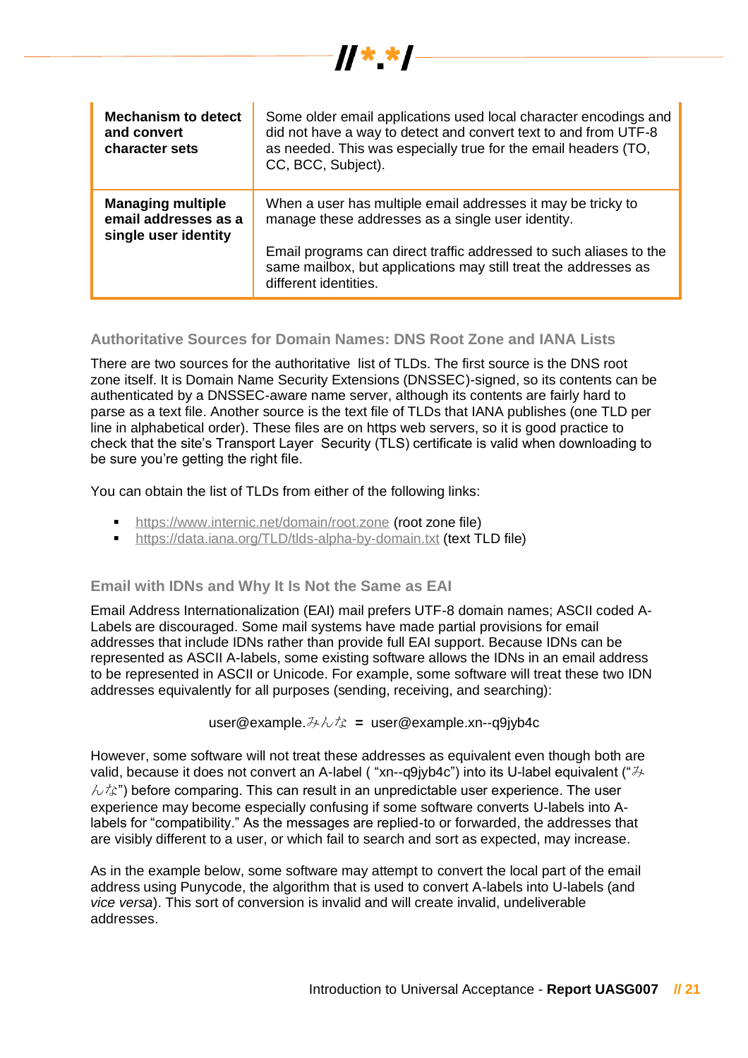| Mechanism to detect and convert character sets | Some older email applications used local character encodings and did not have a way to detect and convert text to and from UTF-8 as needed. This was especially true for the email headers (TO, CC, BCC, Subject). |
|---|---|
| **Managing multiple email addresses as a single user identity** | When a user has multiple email addresses it may be tricky to manage these addresses as a single user identity.<br><br>Email programs can direct traffic addressed to such aliases to the same mailbox, but applications may still treat the addresses as different identities. |

### Authoritative Sources for Domain Names: DNS Root Zone and IANA Lists

There are two sources for the authoritative list of TLDs. The first source is the DNS root zone itself. It is Domain Name System Security Extensions (DNSSEC)-signed, so its contents can be authenticated by a DNSSEC-aware name server, although its contents are fairly hard to parse as a text file. Another source is the text file of TLDs that IANA publishes (one TLD per line in alphabetical order). These files are on https web servers, so it is good practice to check that the site's Transport Layer Security (TLS) certificate is valid when downloading to be sure you're getting the right file.

You can obtain the list of TLDs from either of the following links:

- https://www.internic.net/domain/root.zone (root zone file)
- https://data.iana.org/TLD/tlds-alpha-by-domain.txt (text TLD file)

### Email with IDNs and Why It Is Not the Same as EAI

Email Address Internationalization (EAI) mail prefers UTF-8 domain names; ASCII coded A-Labels are discouraged. Some mail systems have made partial provisions for email addresses that include IDNs rather than provide full EAI support. Because IDNs can be represented as ASCII A-labels, some existing software allows the IDNs in an email address to be represented in ASCII or Unicode. For example, some software will treat these two IDN addresses equivalently for all purposes (sending, receiving, and searching):

user@example.みんな = user@example.xn--q9jyb4c

However, some software will not treat these addresses as equivalent even though both are valid, because it does not convert an A-label ( "xn--q9jyb4c") into its U-label equivalent ("みんな") before comparing. This can result in an unpredictable user experience. The user experience may become especially confusing if some software converts U-labels into A-labels for "compatibility." As the messages are replied-to or forwarded, the addresses that are visibly different to a user, or which fail to search and sort as expected, may increase.

As in the example below, some software may attempt to convert the local part of the email address using Punycode, the algorithm that is used to convert A-labels into U-labels (and *vice versa*). This sort of conversion is invalid and will create invalid, undeliverable addresses.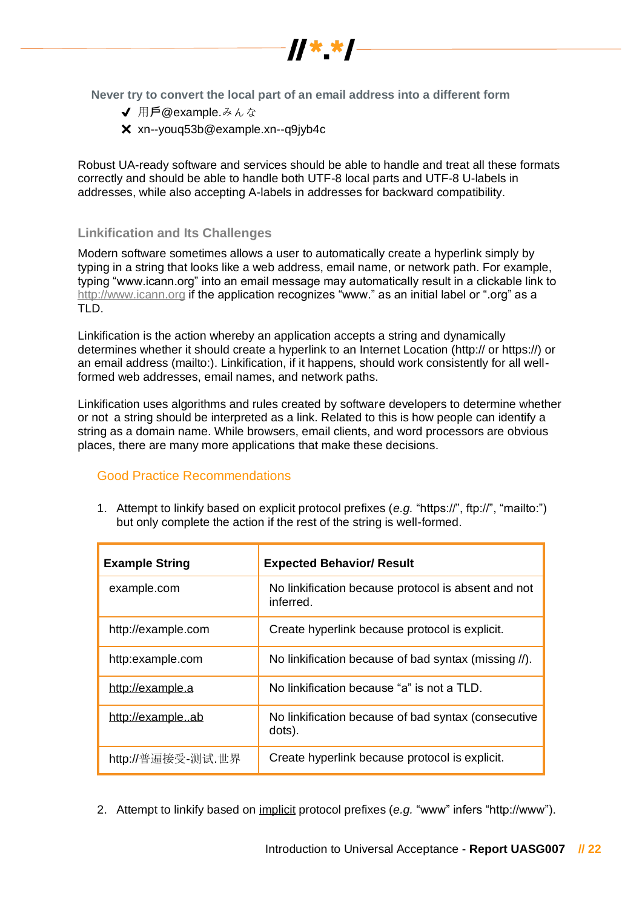Never try to convert the local part of an email address into a different form

- ✔ 用戶@example.みんな
- ✘ xn--youq53b@example.xn--q9jyb4c

Robust UA-ready software and services should be able to handle and treat all these formats correctly and should be able to handle both UTF-8 local parts and UTF-8 U-labels in addresses, while also accepting A-labels in addresses for backward compatibility.

### Linkification and Its Challenges

Modern software sometimes allows a user to automatically create a hyperlink simply by typing in a string that looks like a web address, email name, or network path. For example, typing “www.icann.org” into an email message may automatically result in a clickable link to http://www.icann.org if the application recognizes “www.” as an initial label or “.org” as a TLD.

Linkification is the action whereby an application accepts a string and dynamically determines whether it should create a hyperlink to an Internet Location (http:// or https://) or an email address (mailto:). Linkification, if it happens, should work consistently for all well-formed web addresses, email names, and network paths.

Linkification uses algorithms and rules created by software developers to determine whether or not a string should be interpreted as a link. Related to this is how people can identify a string as a domain name. While browsers, email clients, and word processors are obvious places, there are many more applications that make these decisions.

#### Good Practice Recommendations

1. Attempt to linkify based on explicit protocol prefixes (*e.g.* “https://”, ftp://”, “mailto:”) but only complete the action if the rest of the string is well-formed.

| Example String | Expected Behavior/ Result |
|---|---|
| example.com | No linkification because protocol is absent and not inferred. |
| http://example.com | Create hyperlink because protocol is explicit. |
| http:example.com | No linkification because of bad syntax (missing //). |
| http://example.a | No linkification because “a” is not a TLD. |
| http://example..ab | No linkification because of bad syntax (consecutive dots). |
| http://普遍接受-测试.世界 | Create hyperlink because protocol is explicit. |

2. Attempt to linkify based on implicit protocol prefixes (*e.g.* “www” infers “http://www”).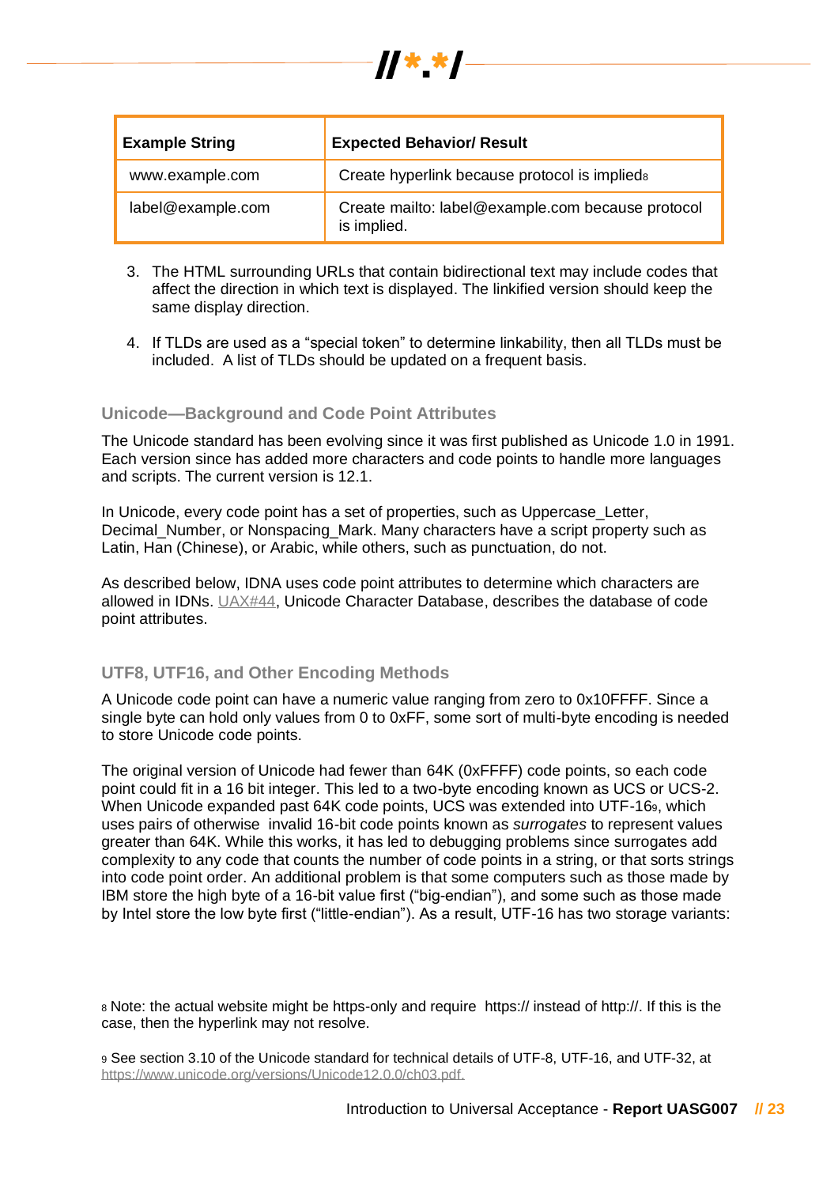| Example String | Expected Behavior/ Result |
| --- | --- |
| www.example.com | Create hyperlink because protocol is implied[8] |
| label@example.com | Create mailto: label@example.com because protocol is implied. |

3. The HTML surrounding URLs that contain bidirectional text may include codes that affect the direction in which text is displayed. The linkified version should keep the same display direction.

4. If TLDs are used as a "special token" to determine linkability, then all TLDs must be included. A list of TLDs should be updated on a frequent basis.

### Unicode—Background and Code Point Attributes

The Unicode standard has been evolving since it was first published as Unicode 1.0 in 1991. Each version since has added more characters and code points to handle more languages and scripts. The current version is 12.1.

In Unicode, every code point has a set of properties, such as Uppercase_Letter, Decimal_Number, or Nonspacing_Mark. Many characters have a script property such as Latin, Han (Chinese), or Arabic, while others, such as punctuation, do not.

As described below, IDNA uses code point attributes to determine which characters are allowed in IDNs. UAX#44, Unicode Character Database, describes the database of code point attributes.

### UTF8, UTF16, and Other Encoding Methods

A Unicode code point can have a numeric value ranging from zero to 0x10FFFF. Since a single byte can hold only values from 0 to 0xFF, some sort of multi-byte encoding is needed to store Unicode code points.

The original version of Unicode had fewer than 64K (0xFFFF) code points, so each code point could fit in a 16 bit integer. This led to a two-byte encoding known as UCS or UCS-2. When Unicode expanded past 64K code points, UCS was extended into UTF-16[9], which uses pairs of otherwise invalid 16-bit code points known as *surrogates* to represent values greater than 64K. While this works, it has led to debugging problems since surrogates add complexity to any code that counts the number of code points in a string, or that sorts strings into code point order. An additional problem is that some computers such as those made by IBM store the high byte of a 16-bit value first ("big-endian"), and some such as those made by Intel store the low byte first ("little-endian"). As a result, UTF-16 has two storage variants:

[8] Note: the actual website might be https-only and require https:// instead of http://. If this is the case, then the hyperlink may not resolve.

[9] See section 3.10 of the Unicode standard for technical details of UTF-8, UTF-16, and UTF-32, at https://www.unicode.org/versions/Unicode12.0.0/ch03.pdf.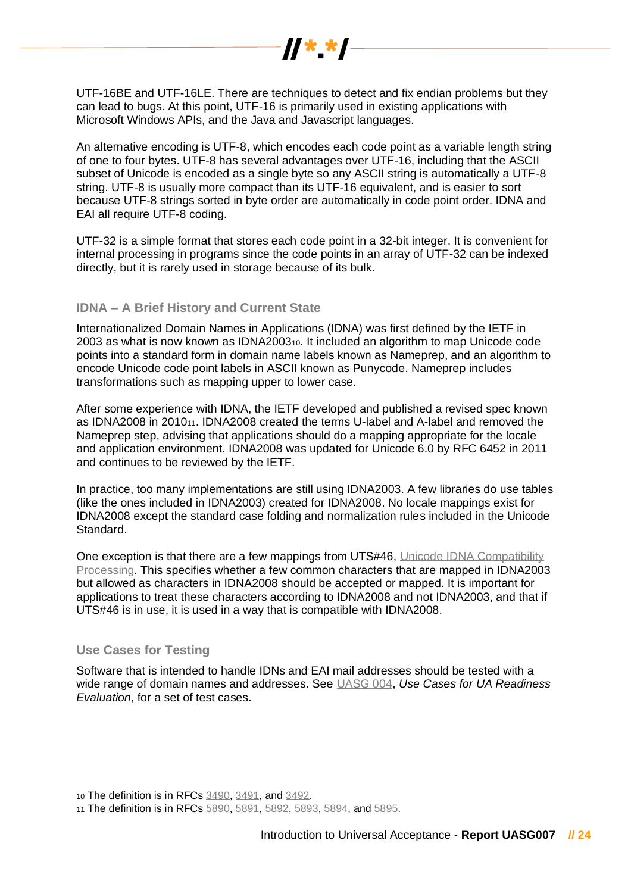UTF-16BE and UTF-16LE. There are techniques to detect and fix endian problems but they can lead to bugs. At this point, UTF-16 is primarily used in existing applications with Microsoft Windows APIs, and the Java and Javascript languages.

An alternative encoding is UTF-8, which encodes each code point as a variable length string of one to four bytes. UTF-8 has several advantages over UTF-16, including that the ASCII subset of Unicode is encoded as a single byte so any ASCII string is automatically a UTF-8 string. UTF-8 is usually more compact than its UTF-16 equivalent, and is easier to sort because UTF-8 strings sorted in byte order are automatically in code point order. IDNA and EAI all require UTF-8 coding.

UTF-32 is a simple format that stores each code point in a 32-bit integer. It is convenient for internal processing in programs since the code points in an array of UTF-32 can be indexed directly, but it is rarely used in storage because of its bulk.

### IDNA – A Brief History and Current State

Internationalized Domain Names in Applications (IDNA) was first defined by the IETF in 2003 as what is now known as IDNA2003[10]. It included an algorithm to map Unicode code points into a standard form in domain name labels known as Nameprep, and an algorithm to encode Unicode code point labels in ASCII known as Punycode. Nameprep includes transformations such as mapping upper to lower case.

After some experience with IDNA, the IETF developed and published a revised spec known as IDNA2008 in 2010[11]. IDNA2008 created the terms U-label and A-label and removed the Nameprep step, advising that applications should do a mapping appropriate for the locale and application environment. IDNA2008 was updated for Unicode 6.0 by RFC 6452 in 2011 and continues to be reviewed by the IETF.

In practice, too many implementations are still using IDNA2003. A few libraries do use tables (like the ones included in IDNA2003) created for IDNA2008. No locale mappings exist for IDNA2008 except the standard case folding and normalization rules included in the Unicode Standard.

One exception is that there are a few mappings from UTS#46, Unicode IDNA Compatibility Processing. This specifies whether a few common characters that are mapped in IDNA2003 but allowed as characters in IDNA2008 should be accepted or mapped. It is important for applications to treat these characters according to IDNA2008 and not IDNA2003, and that if UTS#46 is in use, it is used in a way that is compatible with IDNA2008.

### Use Cases for Testing

Software that is intended to handle IDNs and EAI mail addresses should be tested with a wide range of domain names and addresses. See UASG 004, *Use Cases for UA Readiness Evaluation*, for a set of test cases.

---

[10] The definition is in RFCs 3490, 3491, and 3492.

[11] The definition is in RFCs 5890, 5891, 5892, 5893, 5894, and 5895.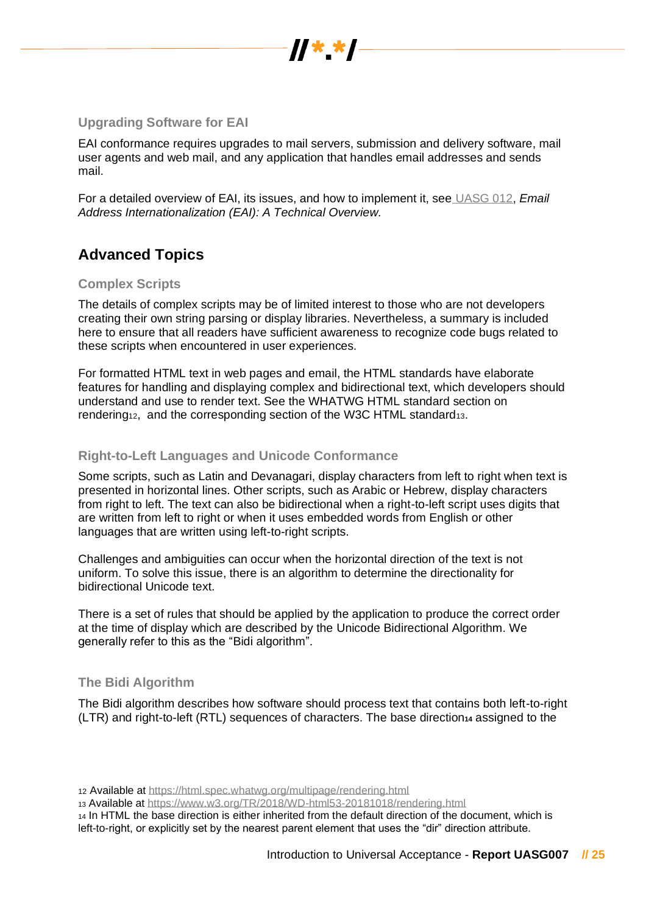### Upgrading Software for EAI

EAI conformance requires upgrades to mail servers, submission and delivery software, mail user agents and web mail, and any application that handles email addresses and sends mail.

For a detailed overview of EAI, its issues, and how to implement it, see [UASG 012](), *Email Address Internationalization (EAI): A Technical Overview.*

## Advanced Topics

### Complex Scripts

The details of complex scripts may be of limited interest to those who are not developers creating their own string parsing or display libraries. Nevertheless, a summary is included here to ensure that all readers have sufficient awareness to recognize code bugs related to these scripts when encountered in user experiences.

For formatted HTML text in web pages and email, the HTML standards have elaborate features for handling and displaying complex and bidirectional text, which developers should understand and use to render text. See the WHATWG HTML standard section on rendering[12], and the corresponding section of the W3C HTML standard[13].

### Right-to-Left Languages and Unicode Conformance

Some scripts, such as Latin and Devanagari, display characters from left to right when text is presented in horizontal lines. Other scripts, such as Arabic or Hebrew, display characters from right to left. The text can also be bidirectional when a right-to-left script uses digits that are written from left to right or when it uses embedded words from English or other languages that are written using left-to-right scripts.

Challenges and ambiguities can occur when the horizontal direction of the text is not uniform. To solve this issue, there is an algorithm to determine the directionality for bidirectional Unicode text.

There is a set of rules that should be applied by the application to produce the correct order at the time of display which are described by the Unicode Bidirectional Algorithm. We generally refer to this as the "Bidi algorithm".

### The Bidi Algorithm

The Bidi algorithm describes how software should process text that contains both left-to-right (LTR) and right-to-left (RTL) sequences of characters. The base direction[14] assigned to the

---

[12] Available at https://html.spec.whatwg.org/multipage/rendering.html

[13] Available at https://www.w3.org/TR/2018/WD-html53-20181018/rendering.html

[14] In HTML the base direction is either inherited from the default direction of the document, which is left-to-right, or explicitly set by the nearest parent element that uses the "dir" direction attribute.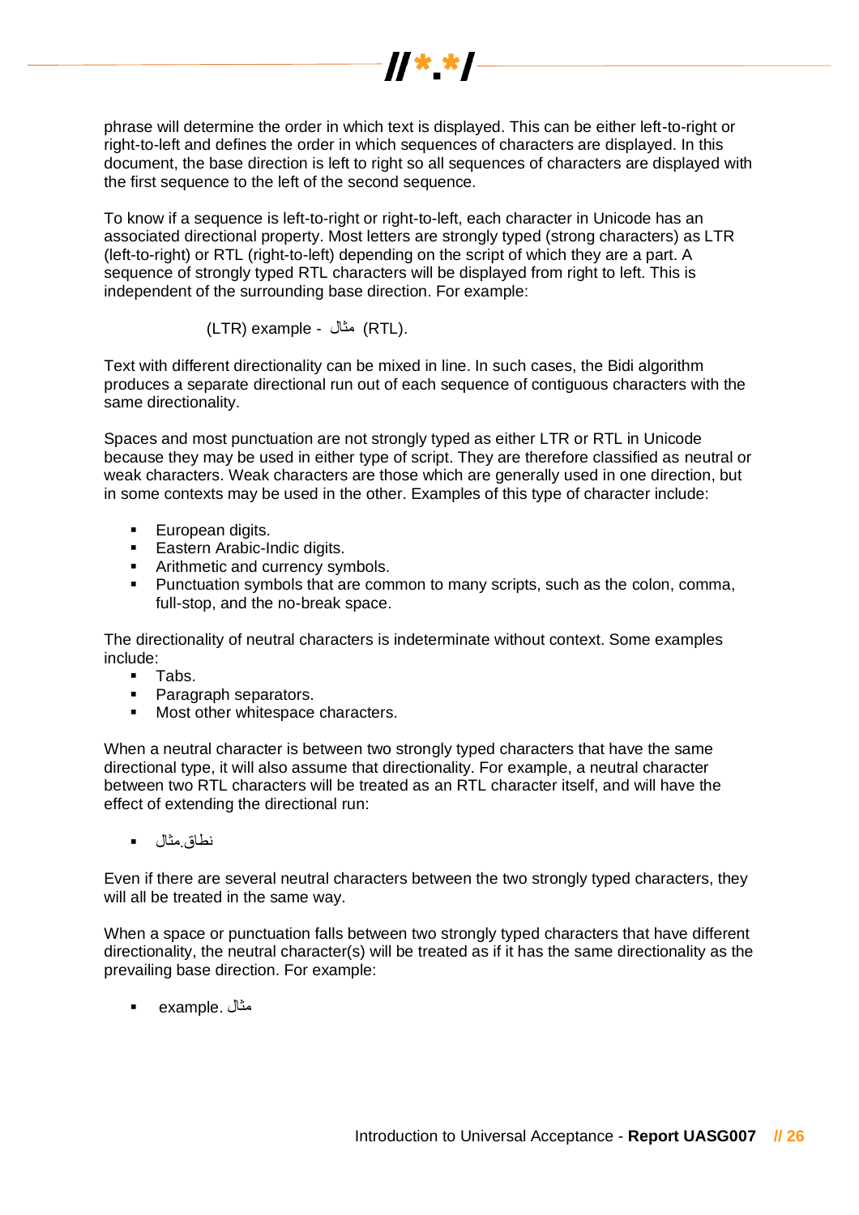phrase will determine the order in which text is displayed. This can be either left-to-right or right-to-left and defines the order in which sequences of characters are displayed. In this document, the base direction is left to right so all sequences of characters are displayed with the first sequence to the left of the second sequence.

To know if a sequence is left-to-right or right-to-left, each character in Unicode has an associated directional property. Most letters are strongly typed (strong characters) as LTR (left-to-right) or RTL (right-to-left) depending on the script of which they are a part. A sequence of strongly typed RTL characters will be displayed from right to left. This is independent of the surrounding base direction. For example:

(LTR) example - مثال (RTL).

Text with different directionality can be mixed in line. In such cases, the Bidi algorithm produces a separate directional run out of each sequence of contiguous characters with the same directionality.

Spaces and most punctuation are not strongly typed as either LTR or RTL in Unicode because they may be used in either type of script. They are therefore classified as neutral or weak characters. Weak characters are those which are generally used in one direction, but in some contexts may be used in the other. Examples of this type of character include:

- European digits.
- Eastern Arabic-Indic digits.
- Arithmetic and currency symbols.
- Punctuation symbols that are common to many scripts, such as the colon, comma, full-stop, and the no-break space.

The directionality of neutral characters is indeterminate without context. Some examples include:

- Tabs.
- Paragraph separators.
- Most other whitespace characters.

When a neutral character is between two strongly typed characters that have the same directional type, it will also assume that directionality. For example, a neutral character between two RTL characters will be treated as an RTL character itself, and will have the effect of extending the directional run:

- نطاق.مثال

Even if there are several neutral characters between the two strongly typed characters, they will all be treated in the same way.

When a space or punctuation falls between two strongly typed characters that have different directionality, the neutral character(s) will be treated as if it has the same directionality as the prevailing base direction. For example:

- example. مثال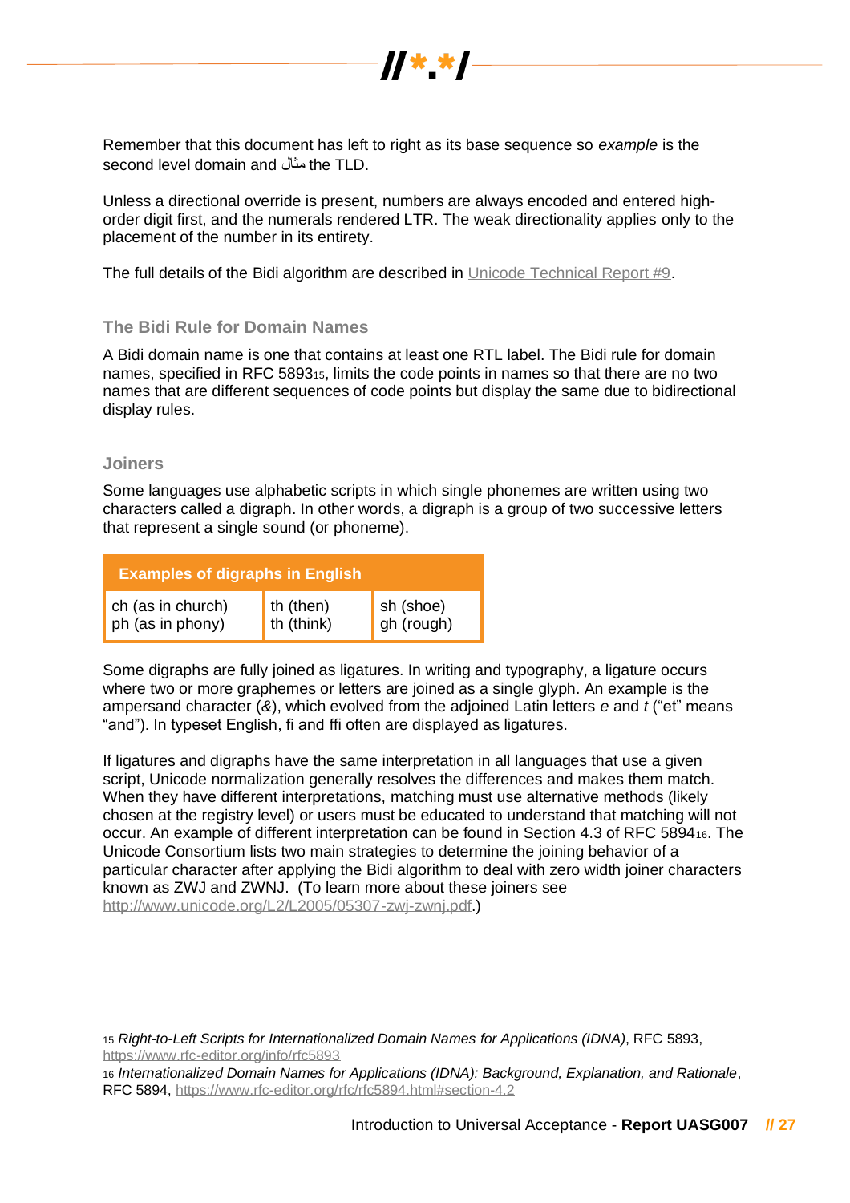Remember that this document has left to right as its base sequence so *example* is the second level domain and مثال the TLD.

Unless a directional override is present, numbers are always encoded and entered high-order digit first, and the numerals rendered LTR. The weak directionality applies only to the placement of the number in its entirety.

The full details of the Bidi algorithm are described in [Unicode Technical Report #9](#).

### The Bidi Rule for Domain Names

A Bidi domain name is one that contains at least one RTL label. The Bidi rule for domain names, specified in RFC 5893[15], limits the code points in names so that there are no two names that are different sequences of code points but display the same due to bidirectional display rules.

### Joiners

Some languages use alphabetic scripts in which single phonemes are written using two characters called a digraph. In other words, a digraph is a group of two successive letters that represent a single sound (or phoneme).

| Examples of digraphs in English | | |
|---|---|---|
| ch (as in church)<br>ph (as in phony) | th (then)<br>th (think) | sh (shoe)<br>gh (rough) |

Some digraphs are fully joined as ligatures. In writing and typography, a ligature occurs where two or more graphemes or letters are joined as a single glyph. An example is the ampersand character (*&*), which evolved from the adjoined Latin letters *e* and *t* ("et" means "and"). In typeset English, fi and ffi often are displayed as ligatures.

If ligatures and digraphs have the same interpretation in all languages that use a given script, Unicode normalization generally resolves the differences and makes them match. When they have different interpretations, matching must use alternative methods (likely chosen at the registry level) or users must be educated to understand that matching will not occur. An example of different interpretation can be found in Section 4.3 of RFC 5894[16]. The Unicode Consortium lists two main strategies to determine the joining behavior of a particular character after applying the Bidi algorithm to deal with zero width joiner characters known as ZWJ and ZWNJ. (To learn more about these joiners see http://www.unicode.org/L2/L2005/05307-zwj-zwnj.pdf.)

---

[15] *Right-to-Left Scripts for Internationalized Domain Names for Applications (IDNA)*, RFC 5893, https://www.rfc-editor.org/info/rfc5893

[16] *Internationalized Domain Names for Applications (IDNA): Background, Explanation, and Rationale*, RFC 5894, https://www.rfc-editor.org/rfc/rfc5894.html#section-4.2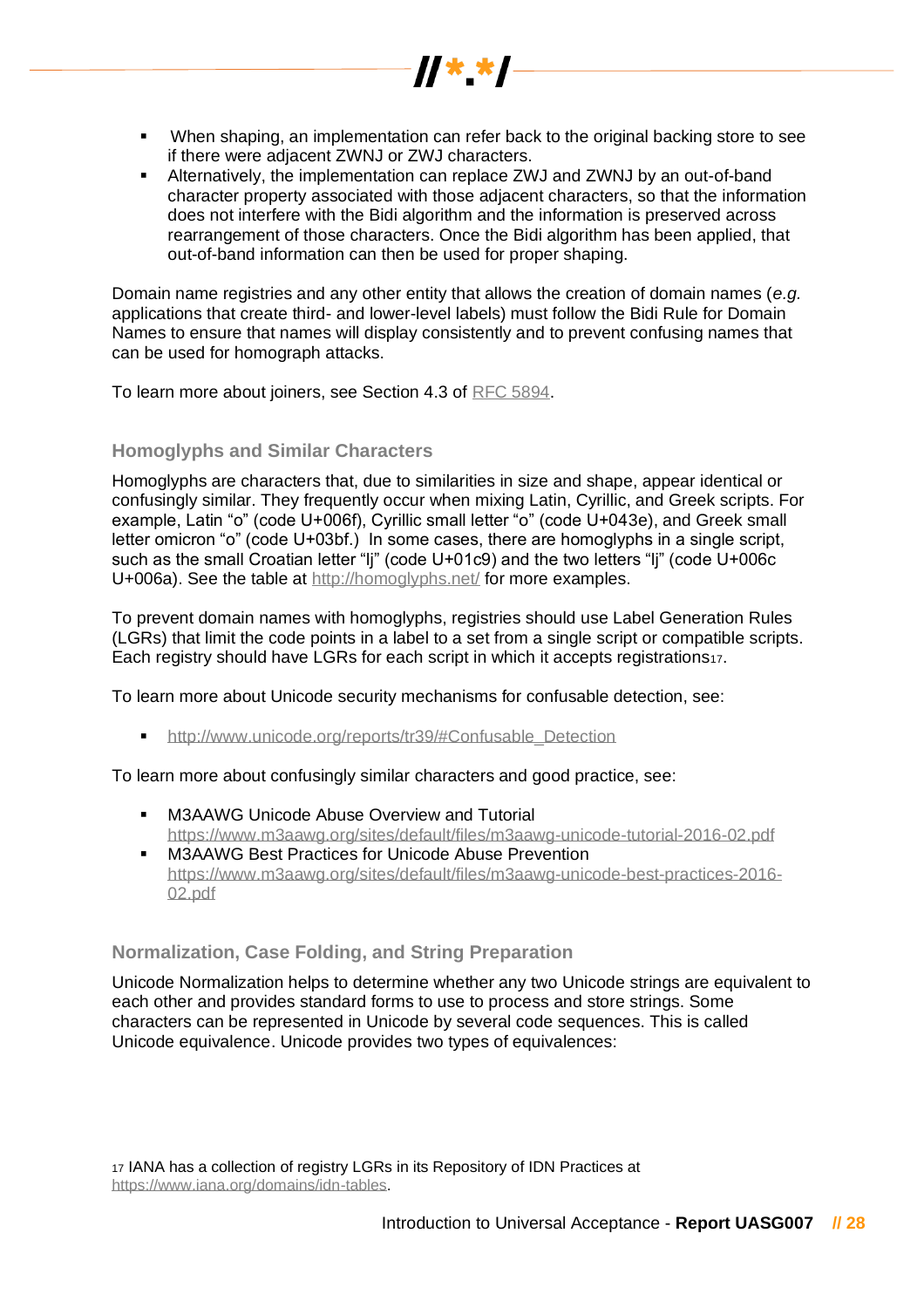- When shaping, an implementation can refer back to the original backing store to see if there were adjacent ZWNJ or ZWJ characters.
- Alternatively, the implementation can replace ZWJ and ZWNJ by an out-of-band character property associated with those adjacent characters, so that the information does not interfere with the Bidi algorithm and the information is preserved across rearrangement of those characters. Once the Bidi algorithm has been applied, that out-of-band information can then be used for proper shaping.

Domain name registries and any other entity that allows the creation of domain names (*e.g.* applications that create third- and lower-level labels) must follow the Bidi Rule for Domain Names to ensure that names will display consistently and to prevent confusing names that can be used for homograph attacks.

To learn more about joiners, see Section 4.3 of [RFC 5894](RFC 5894).

### Homoglyphs and Similar Characters

Homoglyphs are characters that, due to similarities in size and shape, appear identical or confusingly similar. They frequently occur when mixing Latin, Cyrillic, and Greek scripts. For example, Latin "o" (code U+006f), Cyrillic small letter "o" (code U+043e), and Greek small letter omicron "o" (code U+03bf.) In some cases, there are homoglyphs in a single script, such as the small Croatian letter "ǉ" (code U+01c9) and the two letters "lj" (code U+006c U+006a). See the table at http://homoglyphs.net/ for more examples.

To prevent domain names with homoglyphs, registries should use Label Generation Rules (LGRs) that limit the code points in a label to a set from a single script or compatible scripts. Each registry should have LGRs for each script in which it accepts registrations[17].

To learn more about Unicode security mechanisms for confusable detection, see:

- http://www.unicode.org/reports/tr39/#Confusable_Detection

To learn more about confusingly similar characters and good practice, see:

- M3AAWG Unicode Abuse Overview and Tutorial https://www.m3aawg.org/sites/default/files/m3aawg-unicode-tutorial-2016-02.pdf
- M3AAWG Best Practices for Unicode Abuse Prevention https://www.m3aawg.org/sites/default/files/m3aawg-unicode-best-practices-2016-02.pdf

### Normalization, Case Folding, and String Preparation

Unicode Normalization helps to determine whether any two Unicode strings are equivalent to each other and provides standard forms to use to process and store strings. Some characters can be represented in Unicode by several code sequences. This is called Unicode equivalence. Unicode provides two types of equivalences:

[17] IANA has a collection of registry LGRs in its Repository of IDN Practices at https://www.iana.org/domains/idn-tables.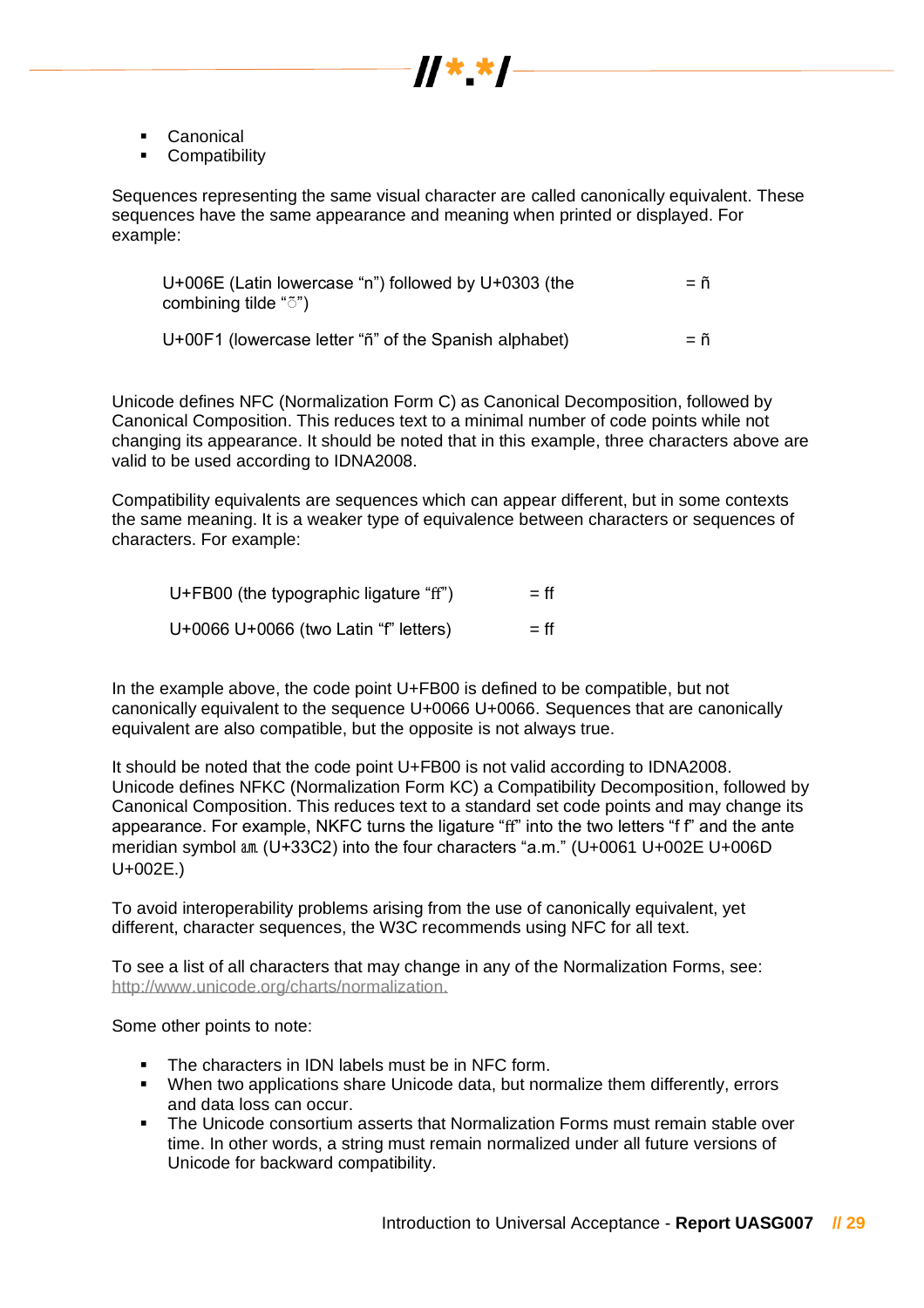- Canonical
- Compatibility

Sequences representing the same visual character are called canonically equivalent. These sequences have the same appearance and meaning when printed or displayed. For example:

| | |
|---|---|
| U+006E (Latin lowercase “n”) followed by U+0303 (the combining tilde “̃”) | = ñ |
| U+00F1 (lowercase letter “ñ” of the Spanish alphabet) | = ñ |

Unicode defines NFC (Normalization Form C) as Canonical Decomposition, followed by Canonical Composition. This reduces text to a minimal number of code points while not changing its appearance. It should be noted that in this example, three characters above are valid to be used according to IDNA2008.

Compatibility equivalents are sequences which can appear different, but in some contexts the same meaning. It is a weaker type of equivalence between characters or sequences of characters. For example:

| | |
|---|---|
| U+FB00 (the typographic ligature “ﬀ”) | = ff |
| U+0066 U+0066 (two Latin “f” letters) | = ff |

In the example above, the code point U+FB00 is defined to be compatible, but not canonically equivalent to the sequence U+0066 U+0066. Sequences that are canonically equivalent are also compatible, but the opposite is not always true.

It should be noted that the code point U+FB00 is not valid according to IDNA2008. Unicode defines NFKC (Normalization Form KC) a Compatibility Decomposition, followed by Canonical Composition. This reduces text to a standard set code points and may change its appearance. For example, NKFC turns the ligature “ﬀ” into the two letters “f f” and the ante meridian symbol ㏂ (U+33C2) into the four characters “a.m.” (U+0061 U+002E U+006D U+002E.)

To avoid interoperability problems arising from the use of canonically equivalent, yet different, character sequences, the W3C recommends using NFC for all text.

To see a list of all characters that may change in any of the Normalization Forms, see: http://www.unicode.org/charts/normalization.

Some other points to note:

- The characters in IDN labels must be in NFC form.
- When two applications share Unicode data, but normalize them differently, errors and data loss can occur.
- The Unicode consortium asserts that Normalization Forms must remain stable over time. In other words, a string must remain normalized under all future versions of Unicode for backward compatibility.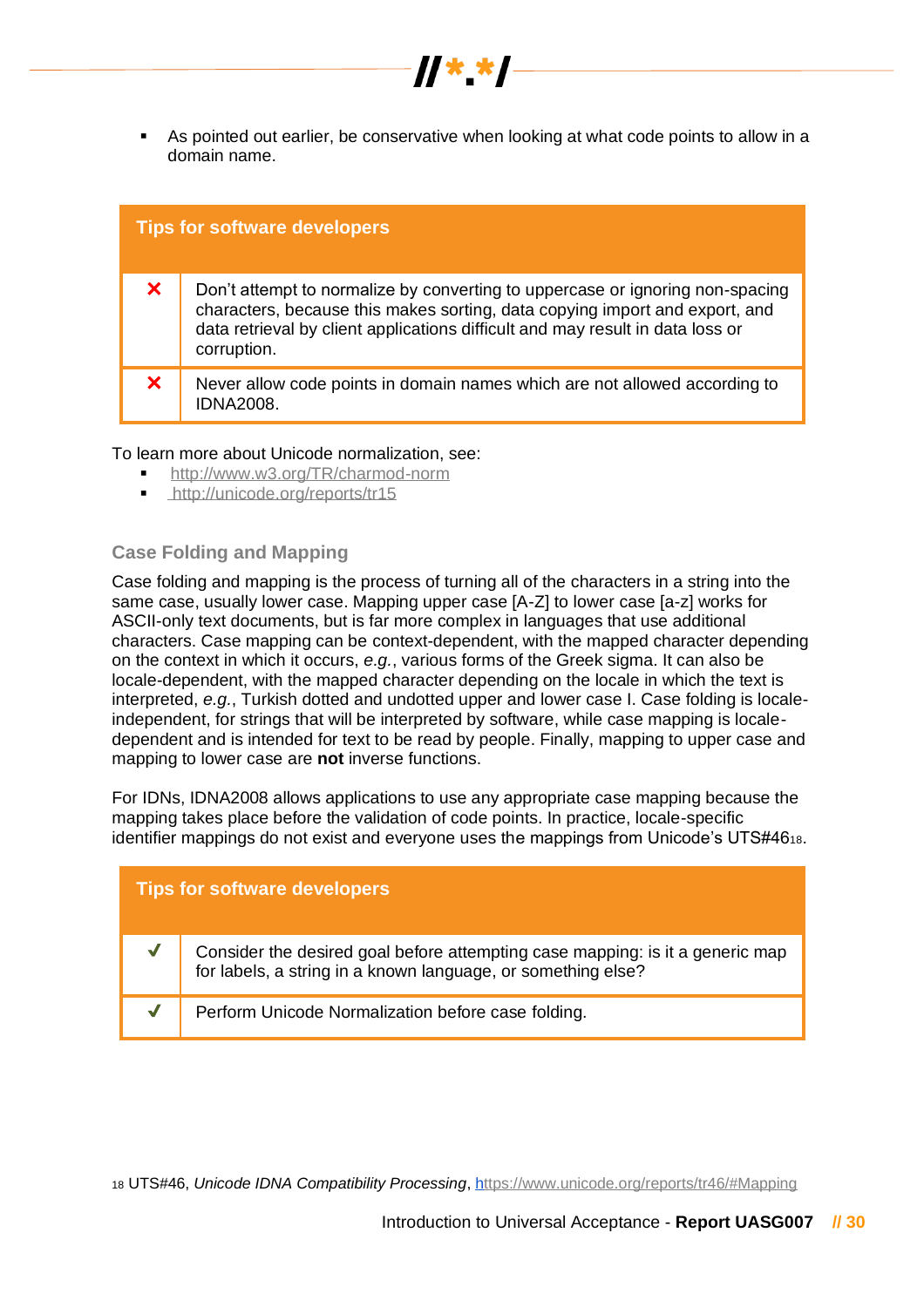- As pointed out earlier, be conservative when looking at what code points to allow in a domain name.

| Tips for software developers | |
|---|---|
| ✗ | Don't attempt to normalize by converting to uppercase or ignoring non-spacing characters, because this makes sorting, data copying import and export, and data retrieval by client applications difficult and may result in data loss or corruption. |
| ✗ | Never allow code points in domain names which are not allowed according to IDNA2008. |

To learn more about Unicode normalization, see:

- http://www.w3.org/TR/charmod-norm
- http://unicode.org/reports/tr15

### Case Folding and Mapping

Case folding and mapping is the process of turning all of the characters in a string into the same case, usually lower case. Mapping upper case [A-Z] to lower case [a-z] works for ASCII-only text documents, but is far more complex in languages that use additional characters. Case mapping can be context-dependent, with the mapped character depending on the context in which it occurs, *e.g.*, various forms of the Greek sigma. It can also be locale-dependent, with the mapped character depending on the locale in which the text is interpreted, *e.g.*, Turkish dotted and undotted upper and lower case I. Case folding is locale-independent, for strings that will be interpreted by software, while case mapping is locale-dependent and is intended for text to be read by people. Finally, mapping to upper case and mapping to lower case are **not** inverse functions.

For IDNs, IDNA2008 allows applications to use any appropriate case mapping because the mapping takes place before the validation of code points. In practice, locale-specific identifier mappings do not exist and everyone uses the mappings from Unicode's UTS#46[18].

| Tips for software developers | |
|---|---|
| ✓ | Consider the desired goal before attempting case mapping: is it a generic map for labels, a string in a known language, or something else? |
| ✓ | Perform Unicode Normalization before case folding. |

[18] UTS#46, *Unicode IDNA Compatibility Processing*, https://www.unicode.org/reports/tr46/#Mapping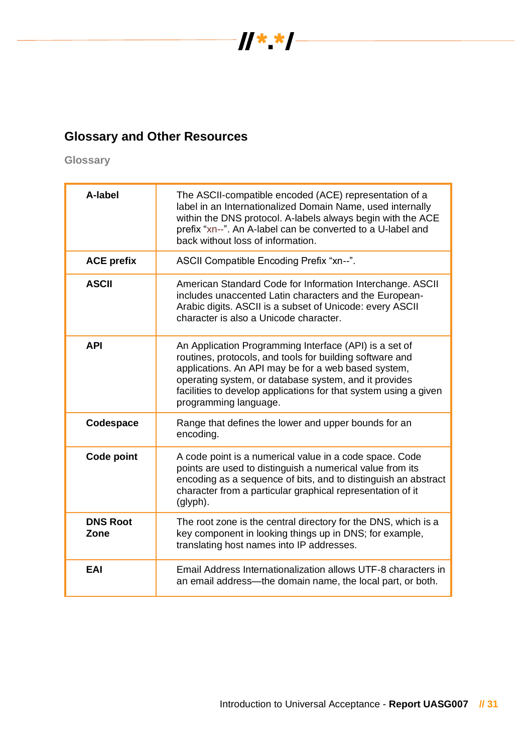## Glossary and Other Resources

### Glossary

| Term | Definition |
|---|---|
| **A-label** | The ASCII-compatible encoded (ACE) representation of a label in an Internationalized Domain Name, used internally within the DNS protocol. A-labels always begin with the ACE prefix "xn--". An A-label can be converted to a U-label and back without loss of information. |
| **ACE prefix** | ASCII Compatible Encoding Prefix "xn--". |
| **ASCII** | American Standard Code for Information Interchange. ASCII includes unaccented Latin characters and the European-Arabic digits. ASCII is a subset of Unicode: every ASCII character is also a Unicode character. |
| **API** | An Application Programming Interface (API) is a set of routines, protocols, and tools for building software and applications. An API may be for a web based system, operating system, or database system, and it provides facilities to develop applications for that system using a given programming language. |
| **Codespace** | Range that defines the lower and upper bounds for an encoding. |
| **Code point** | A code point is a numerical value in a code space. Code points are used to distinguish a numerical value from its encoding as a sequence of bits, and to distinguish an abstract character from a particular graphical representation of it (glyph). |
| **DNS Root Zone** | The root zone is the central directory for the DNS, which is a key component in looking things up in DNS; for example, translating host names into IP addresses. |
| **EAI** | Email Address Internationalization allows UTF-8 characters in an email address—the domain name, the local part, or both. |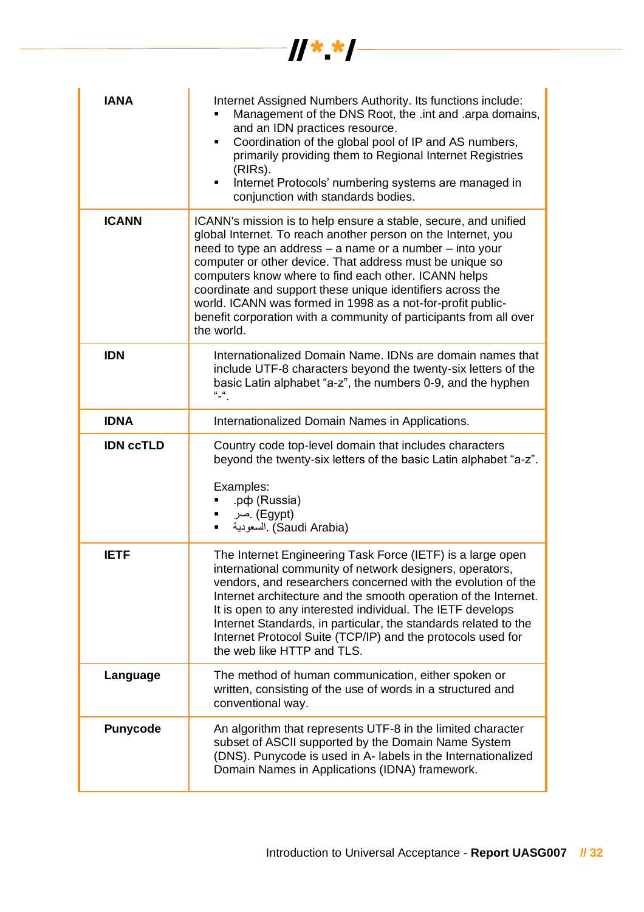| | |
|---|---|
| **IANA** | Internet Assigned Numbers Authority. Its functions include:<br>▪ Management of the DNS Root, the .int and .arpa domains, and an IDN practices resource.<br>▪ Coordination of the global pool of IP and AS numbers, primarily providing them to Regional Internet Registries (RIRs).<br>▪ Internet Protocols' numbering systems are managed in conjunction with standards bodies. |
| **ICANN** | ICANN's mission is to help ensure a stable, secure, and unified global Internet. To reach another person on the Internet, you need to type an address – a name or a number – into your computer or other device. That address must be unique so computers know where to find each other. ICANN helps coordinate and support these unique identifiers across the world. ICANN was formed in 1998 as a not-for-profit public-benefit corporation with a community of participants from all over the world. |
| **IDN** | Internationalized Domain Name. IDNs are domain names that include UTF-8 characters beyond the twenty-six letters of the basic Latin alphabet "a-z", the numbers 0-9, and the hyphen "-". |
| **IDNA** | Internationalized Domain Names in Applications. |
| **IDN ccTLD** | Country code top-level domain that includes characters beyond the twenty-six letters of the basic Latin alphabet "a-z".<br><br>Examples:<br>▪ .рф (Russia)<br>▪ .مصر (Egypt)<br>▪ .السعودية (Saudi Arabia) |
| **IETF** | The Internet Engineering Task Force (IETF) is a large open international community of network designers, operators, vendors, and researchers concerned with the evolution of the Internet architecture and the smooth operation of the Internet. It is open to any interested individual. The IETF develops Internet Standards, in particular, the standards related to the Internet Protocol Suite (TCP/IP) and the protocols used for the web like HTTP and TLS. |
| **Language** | The method of human communication, either spoken or written, consisting of the use of words in a structured and conventional way. |
| **Punycode** | An algorithm that represents UTF-8 in the limited character subset of ASCII supported by the Domain Name System (DNS). Punycode is used in A- labels in the Internationalized Domain Names in Applications (IDNA) framework. |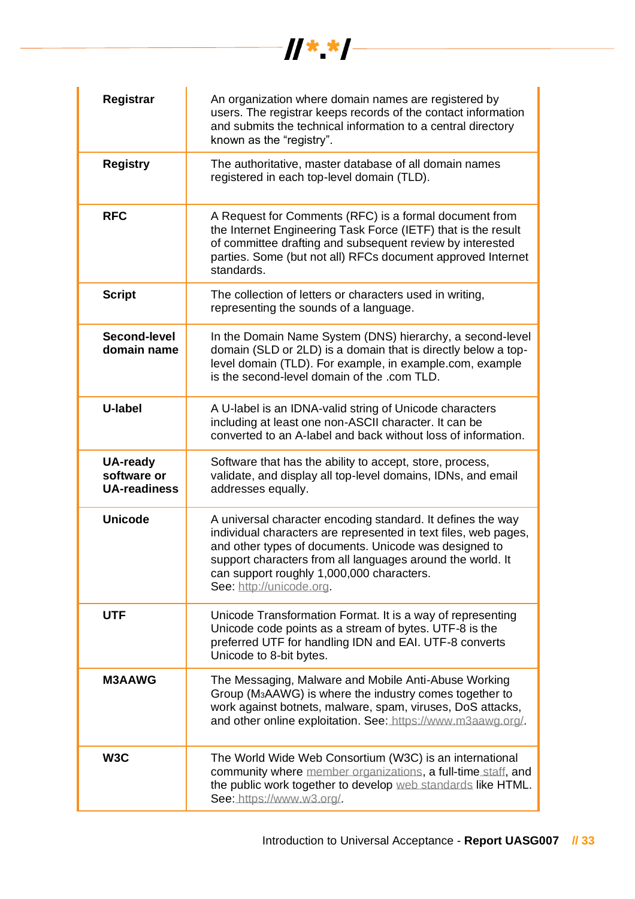| | |
|---|---|
| **Registrar** | An organization where domain names are registered by users. The registrar keeps records of the contact information and submits the technical information to a central directory known as the "registry". |
| **Registry** | The authoritative, master database of all domain names registered in each top-level domain (TLD). |
| **RFC** | A Request for Comments (RFC) is a formal document from the Internet Engineering Task Force (IETF) that is the result of committee drafting and subsequent review by interested parties. Some (but not all) RFCs document approved Internet standards. |
| **Script** | The collection of letters or characters used in writing, representing the sounds of a language. |
| **Second-level domain name** | In the Domain Name System (DNS) hierarchy, a second-level domain (SLD or 2LD) is a domain that is directly below a top-level domain (TLD). For example, in example.com, example is the second-level domain of the .com TLD. |
| **U-label** | A U-label is an IDNA-valid string of Unicode characters including at least one non-ASCII character. It can be converted to an A-label and back without loss of information. |
| **UA-ready software or UA-readiness** | Software that has the ability to accept, store, process, validate, and display all top-level domains, IDNs, and email addresses equally. |
| **Unicode** | A universal character encoding standard. It defines the way individual characters are represented in text files, web pages, and other types of documents. Unicode was designed to support characters from all languages around the world. It can support roughly 1,000,000 characters. See: http://unicode.org. |
| **UTF** | Unicode Transformation Format. It is a way of representing Unicode code points as a stream of bytes. UTF-8 is the preferred UTF for handling IDN and EAI. UTF-8 converts Unicode to 8-bit bytes. |
| **M3AAWG** | The Messaging, Malware and Mobile Anti-Abuse Working Group ($M_3AAWG$) is where the industry comes together to work against botnets, malware, spam, viruses, DoS attacks, and other online exploitation. See: https://www.m3aawg.org/. |
| **W3C** | The World Wide Web Consortium (W3C) is an international community where member organizations, a full-time staff, and the public work together to develop web standards like HTML. See: https://www.w3.org/. |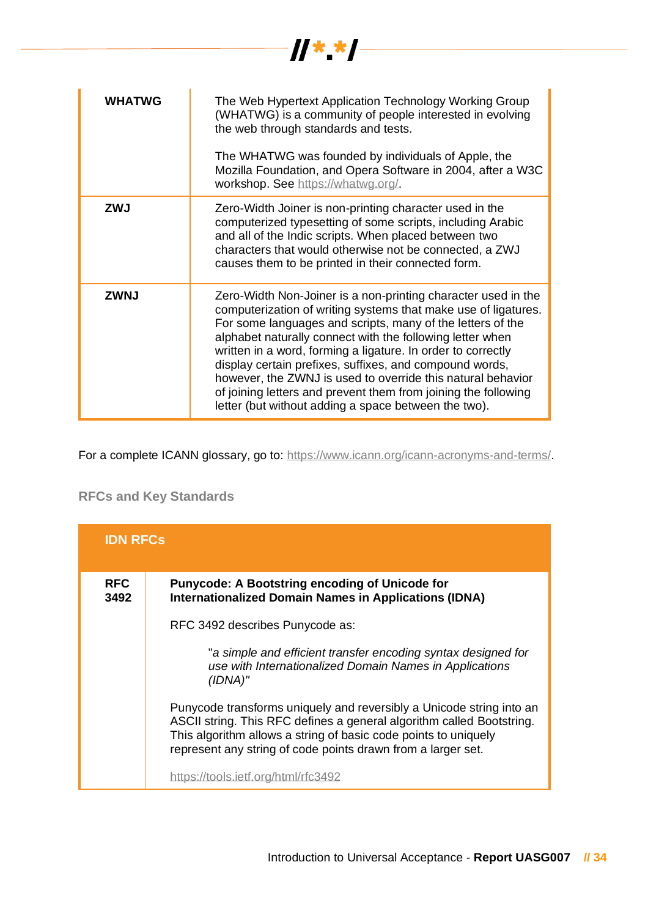| | |
|---|---|
| **WHATWG** | The Web Hypertext Application Technology Working Group (WHATWG) is a community of people interested in evolving the web through standards and tests.<br><br>The WHATWG was founded by individuals of Apple, the Mozilla Foundation, and Opera Software in 2004, after a W3C workshop. See https://whatwg.org/. |
| **ZWJ** | Zero-Width Joiner is non-printing character used in the computerized typesetting of some scripts, including Arabic and all of the Indic scripts. When placed between two characters that would otherwise not be connected, a ZWJ causes them to be printed in their connected form. |
| **ZWNJ** | Zero-Width Non-Joiner is a non-printing character used in the computerization of writing systems that make use of ligatures. For some languages and scripts, many of the letters of the alphabet naturally connect with the following letter when written in a word, forming a ligature. In order to correctly display certain prefixes, suffixes, and compound words, however, the ZWNJ is used to override this natural behavior of joining letters and prevent them from joining the following letter (but without adding a space between the two). |

For a complete ICANN glossary, go to: https://www.icann.org/icann-acronyms-and-terms/.

## RFCs and Key Standards

| **IDN RFCs** | |
|---|---|
| **RFC 3492** | **Punycode: A Bootstring encoding of Unicode for Internationalized Domain Names in Applications (IDNA)**<br><br>RFC 3492 describes Punycode as:<br><br>"*a simple and efficient transfer encoding syntax designed for use with Internationalized Domain Names in Applications (IDNA)*"<br><br>Punycode transforms uniquely and reversibly a Unicode string into an ASCII string. This RFC defines a general algorithm called Bootstring. This algorithm allows a string of basic code points to uniquely represent any string of code points drawn from a larger set.<br><br>https://tools.ietf.org/html/rfc3492 |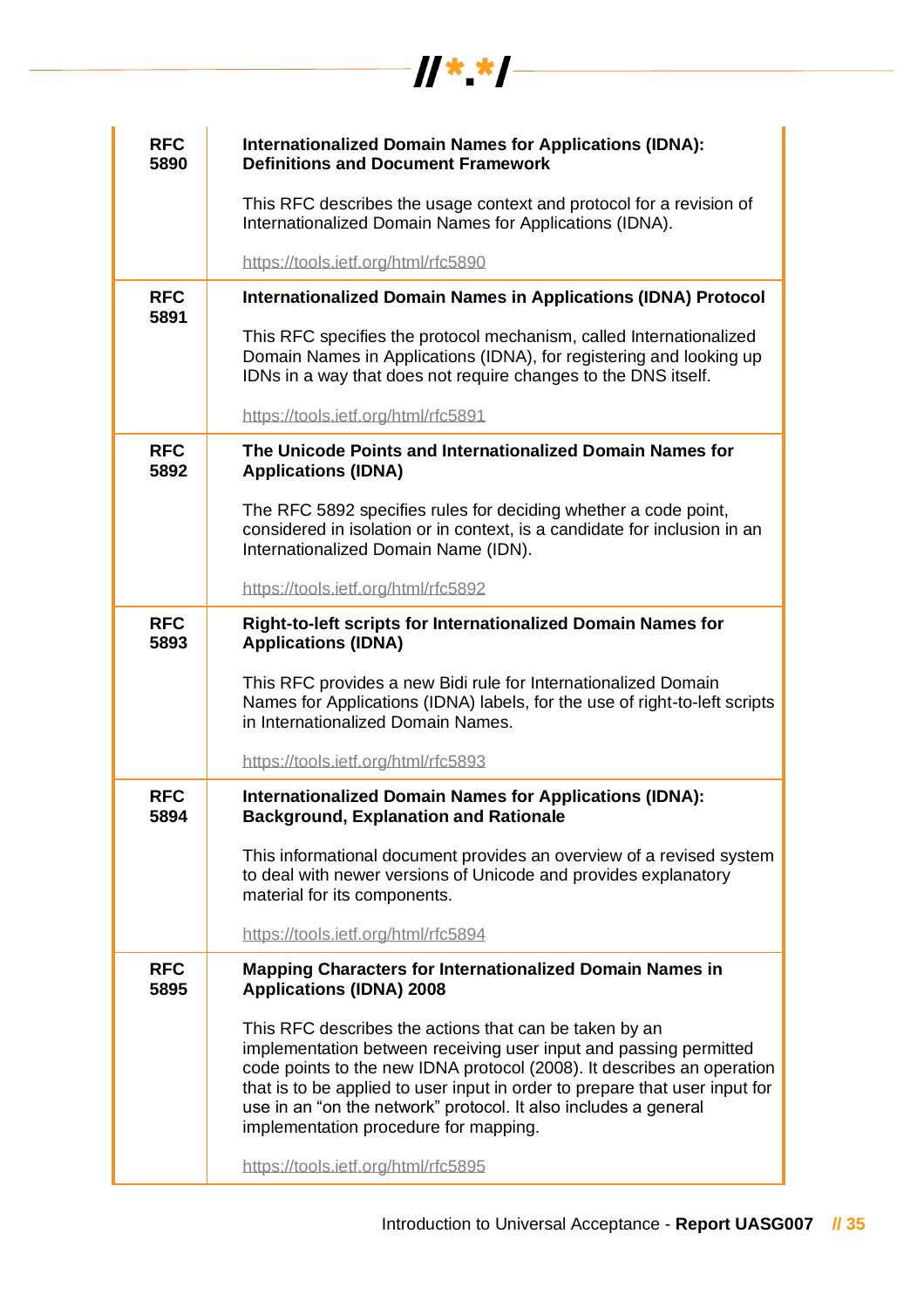| | |
|---|---|
| **RFC 5890** | **Internationalized Domain Names for Applications (IDNA): Definitions and Document Framework**<br><br>This RFC describes the usage context and protocol for a revision of Internationalized Domain Names for Applications (IDNA).<br><br>https://tools.ietf.org/html/rfc5890 |
| **RFC 5891** | **Internationalized Domain Names in Applications (IDNA) Protocol**<br><br>This RFC specifies the protocol mechanism, called Internationalized Domain Names in Applications (IDNA), for registering and looking up IDNs in a way that does not require changes to the DNS itself.<br><br>https://tools.ietf.org/html/rfc5891 |
| **RFC 5892** | **The Unicode Points and Internationalized Domain Names for Applications (IDNA)**<br><br>The RFC 5892 specifies rules for deciding whether a code point, considered in isolation or in context, is a candidate for inclusion in an Internationalized Domain Name (IDN).<br><br>https://tools.ietf.org/html/rfc5892 |
| **RFC 5893** | **Right-to-left scripts for Internationalized Domain Names for Applications (IDNA)**<br><br>This RFC provides a new Bidi rule for Internationalized Domain Names for Applications (IDNA) labels, for the use of right-to-left scripts in Internationalized Domain Names.<br><br>https://tools.ietf.org/html/rfc5893 |
| **RFC 5894** | **Internationalized Domain Names for Applications (IDNA): Background, Explanation and Rationale**<br><br>This informational document provides an overview of a revised system to deal with newer versions of Unicode and provides explanatory material for its components.<br><br>https://tools.ietf.org/html/rfc5894 |
| **RFC 5895** | **Mapping Characters for Internationalized Domain Names in Applications (IDNA) 2008**<br><br>This RFC describes the actions that can be taken by an implementation between receiving user input and passing permitted code points to the new IDNA protocol (2008). It describes an operation that is to be applied to user input in order to prepare that user input for use in an "on the network" protocol. It also includes a general implementation procedure for mapping.<br><br>https://tools.ietf.org/html/rfc5895 |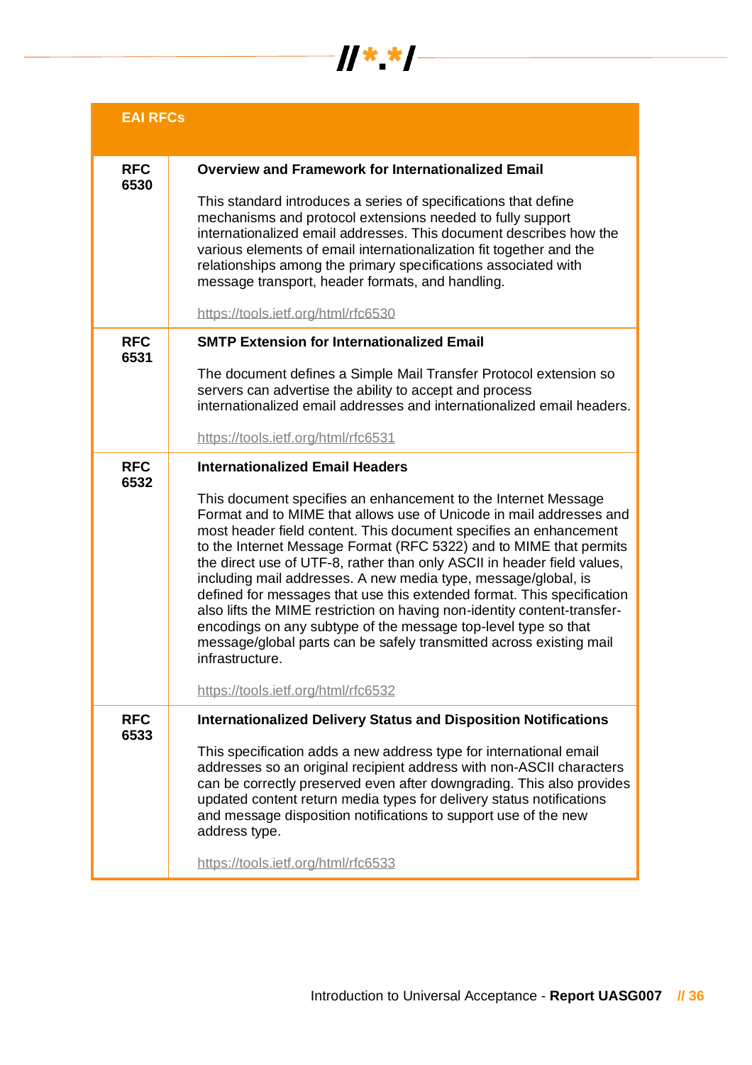| EAI RFCs | |
|---|---|
| **RFC 6530** | **Overview and Framework for Internationalized Email**<br><br>This standard introduces a series of specifications that define mechanisms and protocol extensions needed to fully support internationalized email addresses. This document describes how the various elements of email internationalization fit together and the relationships among the primary specifications associated with message transport, header formats, and handling.<br><br>https://tools.ietf.org/html/rfc6530 |
| **RFC 6531** | **SMTP Extension for Internationalized Email**<br><br>The document defines a Simple Mail Transfer Protocol extension so servers can advertise the ability to accept and process internationalized email addresses and internationalized email headers.<br><br>https://tools.ietf.org/html/rfc6531 |
| **RFC 6532** | **Internationalized Email Headers**<br><br>This document specifies an enhancement to the Internet Message Format and to MIME that allows use of Unicode in mail addresses and most header field content. This document specifies an enhancement to the Internet Message Format (RFC 5322) and to MIME that permits the direct use of UTF-8, rather than only ASCII in header field values, including mail addresses. A new media type, message/global, is defined for messages that use this extended format. This specification also lifts the MIME restriction on having non-identity content-transfer-encodings on any subtype of the message top-level type so that message/global parts can be safely transmitted across existing mail infrastructure.<br><br>https://tools.ietf.org/html/rfc6532 |
| **RFC 6533** | **Internationalized Delivery Status and Disposition Notifications**<br><br>This specification adds a new address type for international email addresses so an original recipient address with non-ASCII characters can be correctly preserved even after downgrading. This also provides updated content return media types for delivery status notifications and message disposition notifications to support use of the new address type.<br><br>https://tools.ietf.org/html/rfc6533 |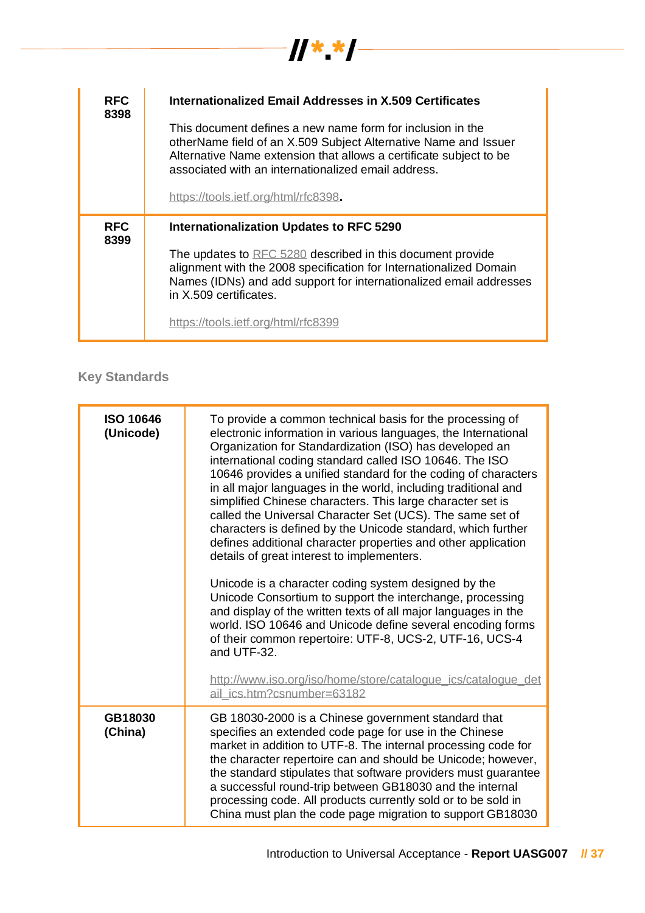| | |
|---|---|
| **RFC 8398** | **Internationalized Email Addresses in X.509 Certificates**<br><br>This document defines a new name form for inclusion in the otherName field of an X.509 Subject Alternative Name and Issuer Alternative Name extension that allows a certificate subject to be associated with an internationalized email address.<br><br>https://tools.ietf.org/html/rfc8398. |
| **RFC 8399** | **Internationalization Updates to RFC 5290**<br><br>The updates to RFC 5280 described in this document provide alignment with the 2008 specification for Internationalized Domain Names (IDNs) and add support for internationalized email addresses in X.509 certificates.<br><br>https://tools.ietf.org/html/rfc8399 |

## Key Standards

| | |
|---|---|
| **ISO 10646 (Unicode)** | To provide a common technical basis for the processing of electronic information in various languages, the International Organization for Standardization (ISO) has developed an international coding standard called ISO 10646. The ISO 10646 provides a unified standard for the coding of characters in all major languages in the world, including traditional and simplified Chinese characters. This large character set is called the Universal Character Set (UCS). The same set of characters is defined by the Unicode standard, which further defines additional character properties and other application details of great interest to implementers.<br><br>Unicode is a character coding system designed by the Unicode Consortium to support the interchange, processing and display of the written texts of all major languages in the world. ISO 10646 and Unicode define several encoding forms of their common repertoire: UTF-8, UCS-2, UTF-16, UCS-4 and UTF-32.<br><br>http://www.iso.org/iso/home/store/catalogue_ics/catalogue_detail_ics.htm?csnumber=63182 |
| **GB18030 (China)** | GB 18030-2000 is a Chinese government standard that specifies an extended code page for use in the Chinese market in addition to UTF-8. The internal processing code for the character repertoire can and should be Unicode; however, the standard stipulates that software providers must guarantee a successful round-trip between GB18030 and the internal processing code. All products currently sold or to be sold in China must plan the code page migration to support GB18030 |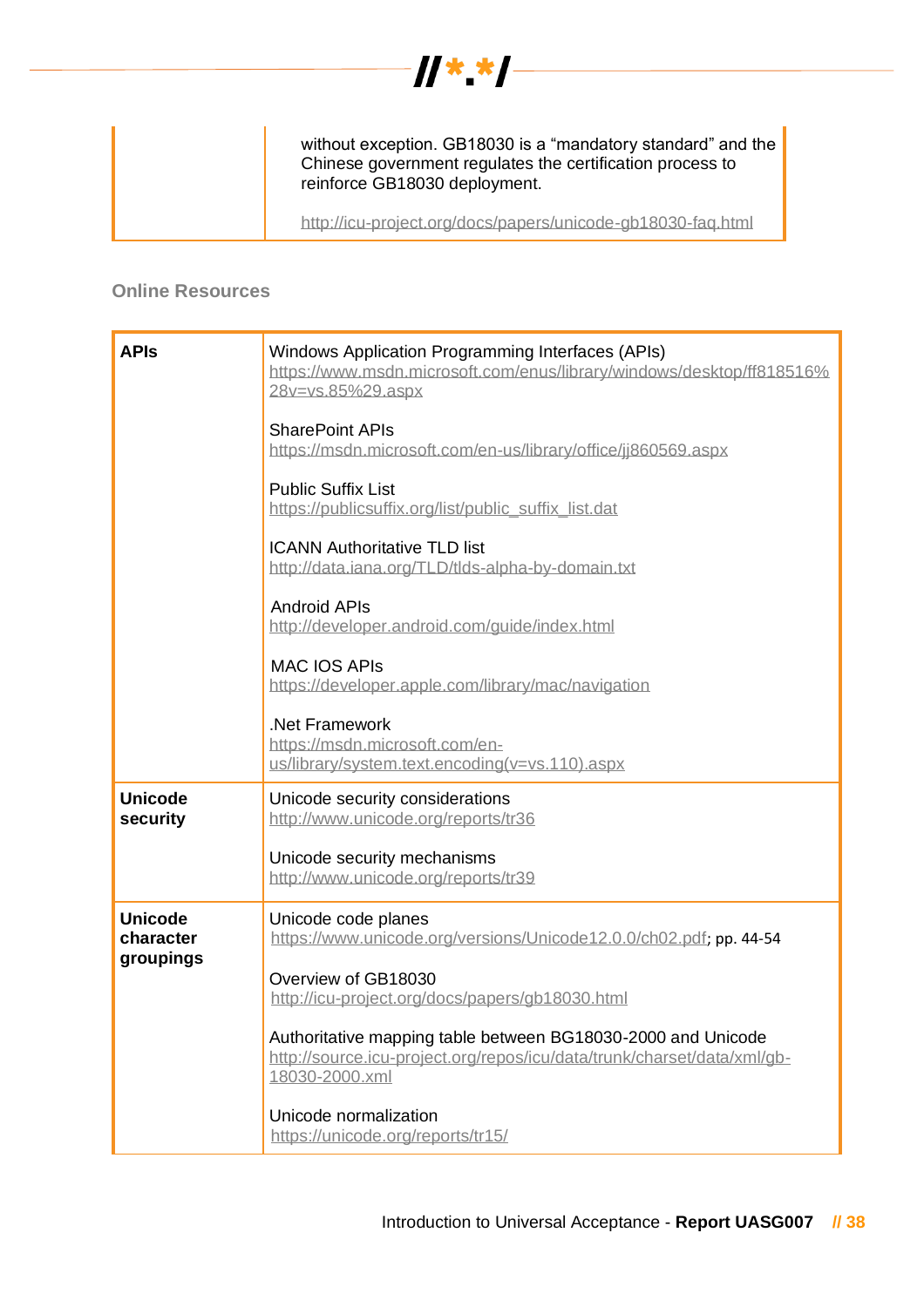| | without exception. GB18030 is a “mandatory standard” and the Chinese government regulates the certification process to reinforce GB18030 deployment.<br><br>http://icu-project.org/docs/papers/unicode-gb18030-faq.html |
|---|---|

**Online Resources**

| **APIs** | Windows Application Programming Interfaces (APIs)<br>https://www.msdn.microsoft.com/enus/library/windows/desktop/ff818516%28v=vs.85%29.aspx<br><br>SharePoint APIs<br>https://msdn.microsoft.com/en-us/library/office/jj860569.aspx<br><br>Public Suffix List<br>https://publicsuffix.org/list/public_suffix_list.dat<br><br>ICANN Authoritative TLD list<br>http://data.iana.org/TLD/tlds-alpha-by-domain.txt<br><br>Android APIs<br>http://developer.android.com/guide/index.html<br><br>MAC IOS APIs<br>https://developer.apple.com/library/mac/navigation<br><br>.Net Framework<br>https://msdn.microsoft.com/en-us/library/system.text.encoding(v=vs.110).aspx |
|---|---|
| **Unicode security** | Unicode security considerations<br>http://www.unicode.org/reports/tr36<br><br>Unicode security mechanisms<br>http://www.unicode.org/reports/tr39 |
| **Unicode character groupings** | Unicode code planes<br>https://www.unicode.org/versions/Unicode12.0.0/ch02.pdf; pp. 44-54<br><br>Overview of GB18030<br>http://icu-project.org/docs/papers/gb18030.html<br><br>Authoritative mapping table between BG18030-2000 and Unicode<br>http://source.icu-project.org/repos/icu/data/trunk/charset/data/xml/gb-18030-2000.xml<br><br>Unicode normalization<br>https://unicode.org/reports/tr15/ |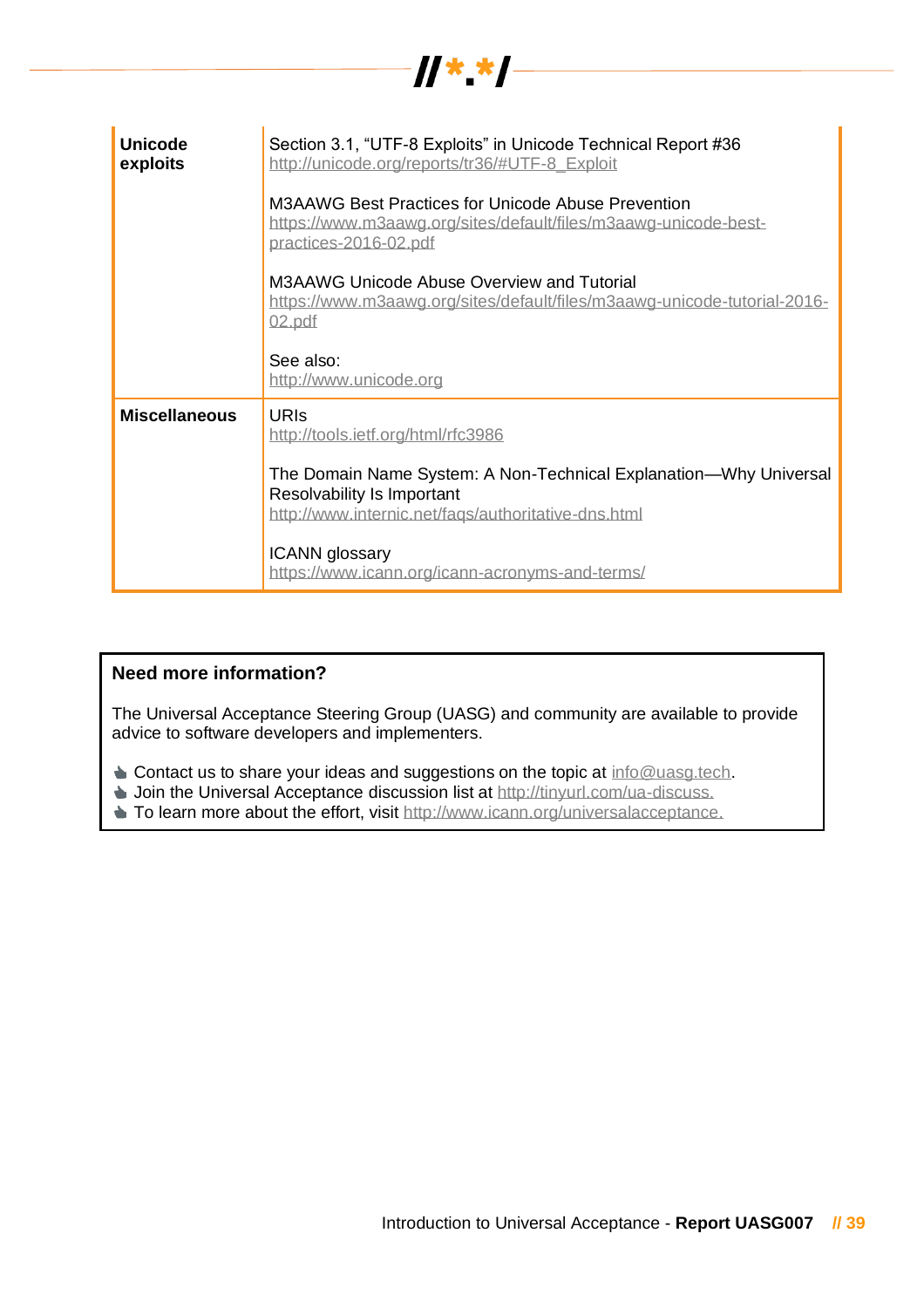| | |
|---|---|
| **Unicode exploits** | Section 3.1, "UTF-8 Exploits" in Unicode Technical Report #36<br>http://unicode.org/reports/tr36/#UTF-8_Exploit<br><br>M3AAWG Best Practices for Unicode Abuse Prevention<br>https://www.m3aawg.org/sites/default/files/m3aawg-unicode-best-practices-2016-02.pdf<br><br>M3AAWG Unicode Abuse Overview and Tutorial<br>https://www.m3aawg.org/sites/default/files/m3aawg-unicode-tutorial-2016-02.pdf<br><br>See also:<br>http://www.unicode.org |
| **Miscellaneous** | URIs<br>http://tools.ietf.org/html/rfc3986<br><br>The Domain Name System: A Non-Technical Explanation—Why Universal Resolvability Is Important<br>http://www.internic.net/faqs/authoritative-dns.html<br><br>ICANN glossary<br>https://www.icann.org/icann-acronyms-and-terms/ |

**Need more information?**

The Universal Acceptance Steering Group (UASG) and community are available to provide advice to software developers and implementers.

- Contact us to share your ideas and suggestions on the topic at info@uasg.tech.
- Join the Universal Acceptance discussion list at http://tinyurl.com/ua-discuss.
- To learn more about the effort, visit http://www.icann.org/universalacceptance.